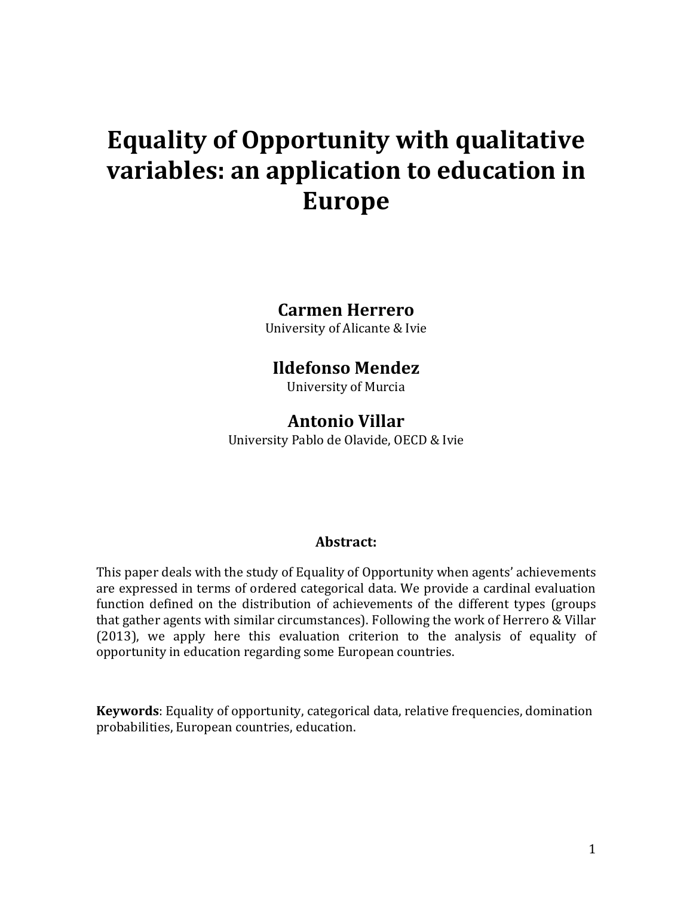# Equality of Opportunity with qualitative variables: an application to education in Europe

**Carmen Herrero**
University of Alicante & Ivie

**Ildefonso Mendez**
University of Murcia

**Antonio Villar**
University Pablo de Olavide, OECD & Ivie

**Abstract:**

This paper deals with the study of Equality of Opportunity when agents' achievements are expressed in terms of ordered categorical data. We provide a cardinal evaluation function defined on the distribution of achievements of the different types (groups that gather agents with similar circumstances). Following the work of Herrero & Villar (2013), we apply here this evaluation criterion to the analysis of equality of opportunity in education regarding some European countries.

**Keywords**: Equality of opportunity, categorical data, relative frequencies, domination probabilities, European countries, education.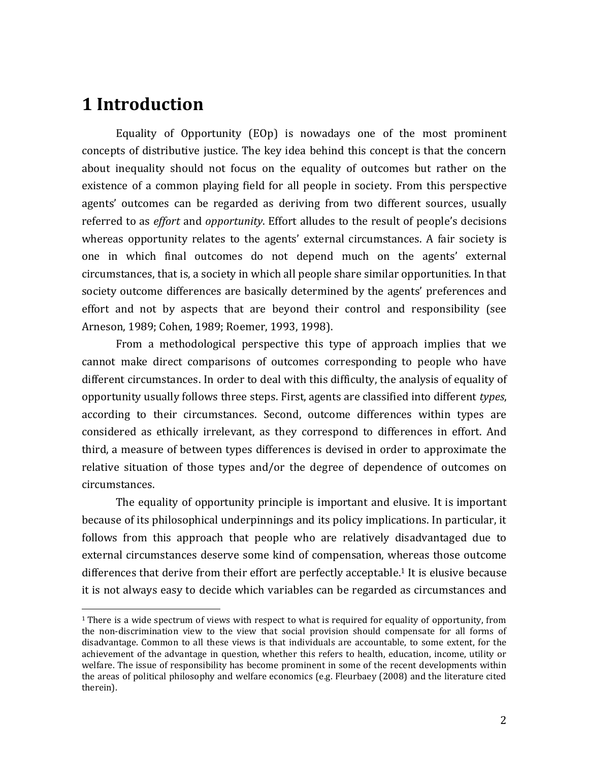# 1 Introduction

Equality of Opportunity (EOp) is nowadays one of the most prominent concepts of distributive justice. The key idea behind this concept is that the concern about inequality should not focus on the equality of outcomes but rather on the existence of a common playing field for all people in society. From this perspective agents' outcomes can be regarded as deriving from two different sources, usually referred to as *effort* and *opportunity*. Effort alludes to the result of people's decisions whereas opportunity relates to the agents' external circumstances. A fair society is one in which final outcomes do not depend much on the agents' external circumstances, that is, a society in which all people share similar opportunities. In that society outcome differences are basically determined by the agents' preferences and effort and not by aspects that are beyond their control and responsibility (see Arneson, 1989; Cohen, 1989; Roemer, 1993, 1998).

From a methodological perspective this type of approach implies that we cannot make direct comparisons of outcomes corresponding to people who have different circumstances. In order to deal with this difficulty, the analysis of equality of opportunity usually follows three steps. First, agents are classified into different *types*, according to their circumstances. Second, outcome differences within types are considered as ethically irrelevant, as they correspond to differences in effort. And third, a measure of between types differences is devised in order to approximate the relative situation of those types and/or the degree of dependence of outcomes on circumstances.

The equality of opportunity principle is important and elusive. It is important because of its philosophical underpinnings and its policy implications. In particular, it follows from this approach that people who are relatively disadvantaged due to external circumstances deserve some kind of compensation, whereas those outcome differences that derive from their effort are perfectly acceptable.[1] It is elusive because it is not always easy to decide which variables can be regarded as circumstances and

[1] There is a wide spectrum of views with respect to what is required for equality of opportunity, from the non-discrimination view to the view that social provision should compensate for all forms of disadvantage. Common to all these views is that individuals are accountable, to some extent, for the achievement of the advantage in question, whether this refers to health, education, income, utility or welfare. The issue of responsibility has become prominent in some of the recent developments within the areas of political philosophy and welfare economics (e.g. Fleurbaey (2008) and the literature cited therein).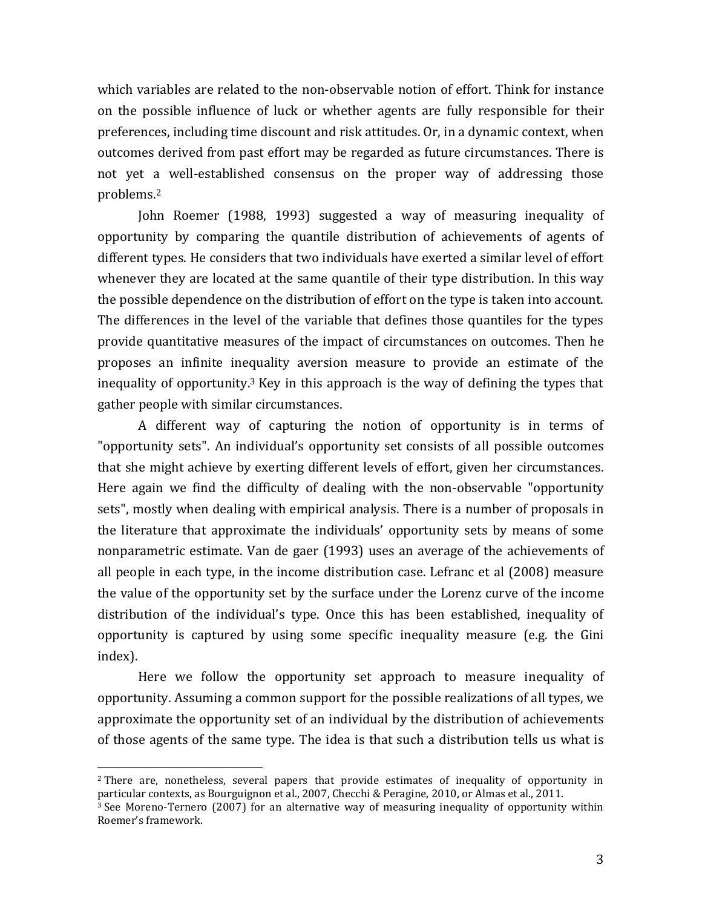which variables are related to the non-observable notion of effort. Think for instance on the possible influence of luck or whether agents are fully responsible for their preferences, including time discount and risk attitudes. Or, in a dynamic context, when outcomes derived from past effort may be regarded as future circumstances. There is not yet a well-established consensus on the proper way of addressing those problems.[2]

John Roemer (1988, 1993) suggested a way of measuring inequality of opportunity by comparing the quantile distribution of achievements of agents of different types. He considers that two individuals have exerted a similar level of effort whenever they are located at the same quantile of their type distribution. In this way the possible dependence on the distribution of effort on the type is taken into account. The differences in the level of the variable that defines those quantiles for the types provide quantitative measures of the impact of circumstances on outcomes. Then he proposes an infinite inequality aversion measure to provide an estimate of the inequality of opportunity.[3] Key in this approach is the way of defining the types that gather people with similar circumstances.

A different way of capturing the notion of opportunity is in terms of "opportunity sets". An individual's opportunity set consists of all possible outcomes that she might achieve by exerting different levels of effort, given her circumstances. Here again we find the difficulty of dealing with the non-observable "opportunity sets", mostly when dealing with empirical analysis. There is a number of proposals in the literature that approximate the individuals' opportunity sets by means of some nonparametric estimate. Van de gaer (1993) uses an average of the achievements of all people in each type, in the income distribution case. Lefranc et al (2008) measure the value of the opportunity set by the surface under the Lorenz curve of the income distribution of the individual's type. Once this has been established, inequality of opportunity is captured by using some specific inequality measure (e.g. the Gini index).

Here we follow the opportunity set approach to measure inequality of opportunity. Assuming a common support for the possible realizations of all types, we approximate the opportunity set of an individual by the distribution of achievements of those agents of the same type. The idea is that such a distribution tells us what is

---

[2] There are, nonetheless, several papers that provide estimates of inequality of opportunity in particular contexts, as Bourguignon et al., 2007, Checchi & Peragine, 2010, or Almas et al., 2011.

[3] See Moreno-Ternero (2007) for an alternative way of measuring inequality of opportunity within Roemer's framework.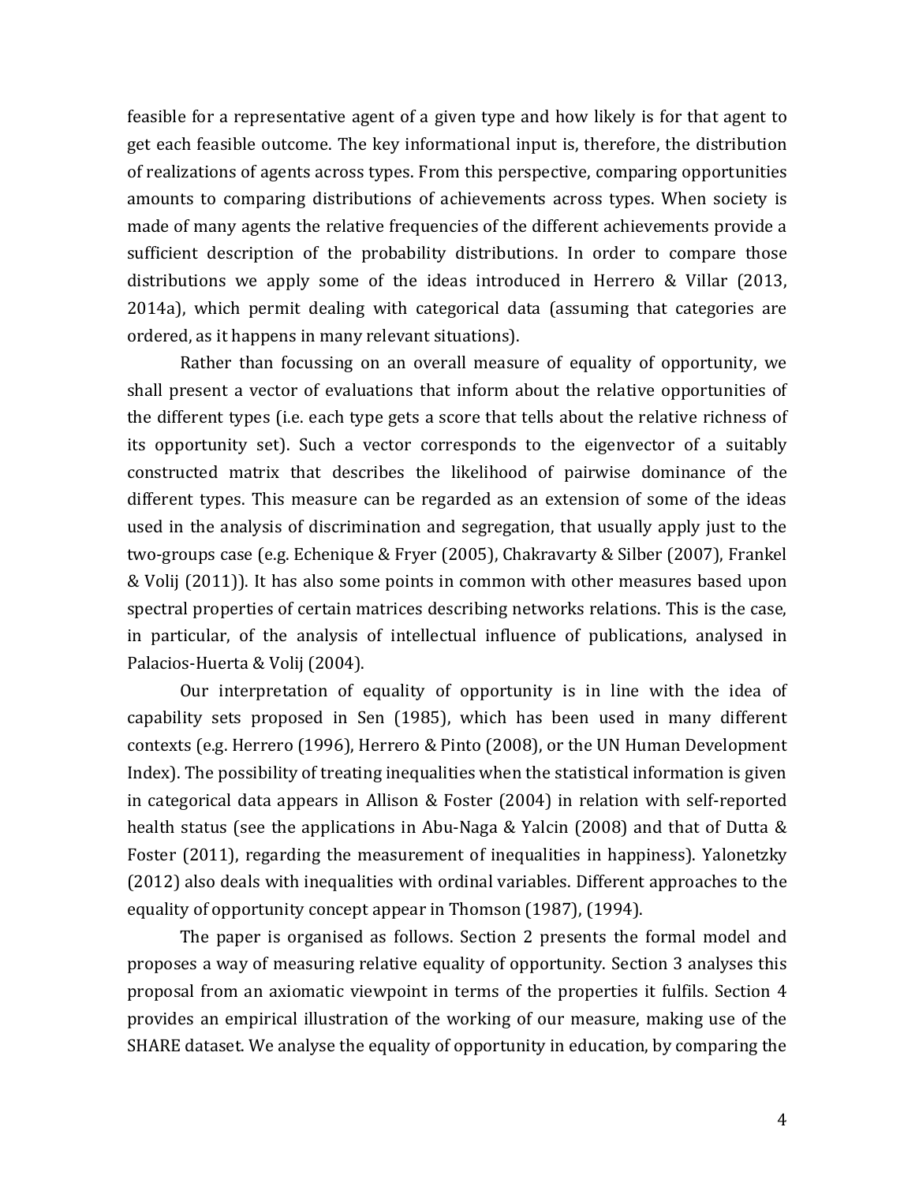feasible for a representative agent of a given type and how likely is for that agent to get each feasible outcome. The key informational input is, therefore, the distribution of realizations of agents across types. From this perspective, comparing opportunities amounts to comparing distributions of achievements across types. When society is made of many agents the relative frequencies of the different achievements provide a sufficient description of the probability distributions. In order to compare those distributions we apply some of the ideas introduced in Herrero & Villar (2013, 2014a), which permit dealing with categorical data (assuming that categories are ordered, as it happens in many relevant situations).

Rather than focussing on an overall measure of equality of opportunity, we shall present a vector of evaluations that inform about the relative opportunities of the different types (i.e. each type gets a score that tells about the relative richness of its opportunity set). Such a vector corresponds to the eigenvector of a suitably constructed matrix that describes the likelihood of pairwise dominance of the different types. This measure can be regarded as an extension of some of the ideas used in the analysis of discrimination and segregation, that usually apply just to the two-groups case (e.g. Echenique & Fryer (2005), Chakravarty & Silber (2007), Frankel & Volij (2011)). It has also some points in common with other measures based upon spectral properties of certain matrices describing networks relations. This is the case, in particular, of the analysis of intellectual influence of publications, analysed in Palacios-Huerta & Volij (2004).

Our interpretation of equality of opportunity is in line with the idea of capability sets proposed in Sen (1985), which has been used in many different contexts (e.g. Herrero (1996), Herrero & Pinto (2008), or the UN Human Development Index). The possibility of treating inequalities when the statistical information is given in categorical data appears in Allison & Foster (2004) in relation with self-reported health status (see the applications in Abu-Naga & Yalcin (2008) and that of Dutta & Foster (2011), regarding the measurement of inequalities in happiness). Yalonetzky (2012) also deals with inequalities with ordinal variables. Different approaches to the equality of opportunity concept appear in Thomson (1987), (1994).

The paper is organised as follows. Section 2 presents the formal model and proposes a way of measuring relative equality of opportunity. Section 3 analyses this proposal from an axiomatic viewpoint in terms of the properties it fulfils. Section 4 provides an empirical illustration of the working of our measure, making use of the SHARE dataset. We analyse the equality of opportunity in education, by comparing the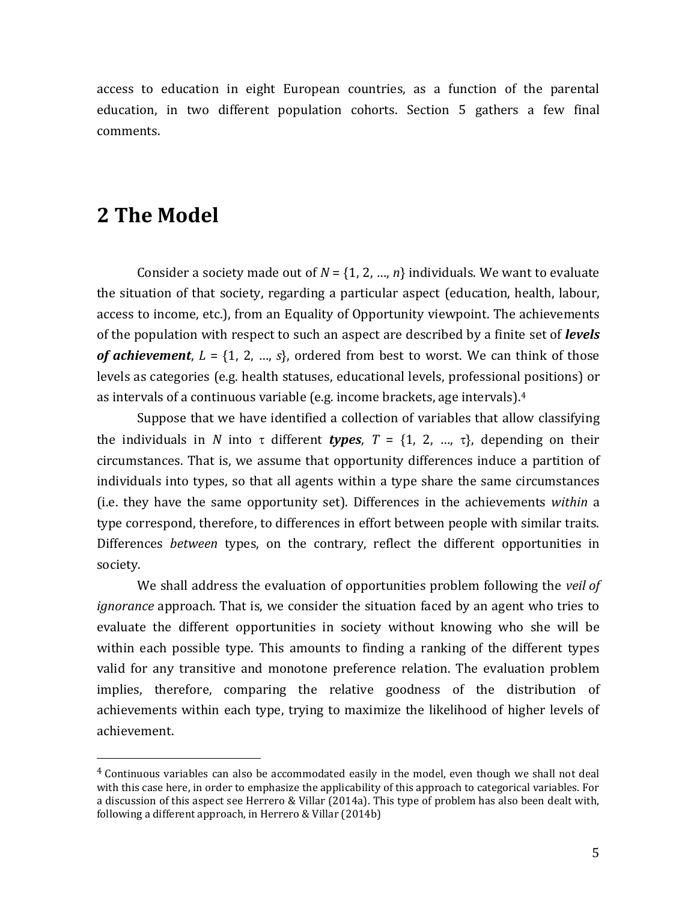access to education in eight European countries, as a function of the parental education, in two different population cohorts. Section 5 gathers a few final comments.

## 2 The Model

Consider a society made out of $N = \{1, 2, \ldots, n\}$ individuals. We want to evaluate the situation of that society, regarding a particular aspect (education, health, labour, access to income, etc.), from an Equality of Opportunity viewpoint. The achievements of the population with respect to such an aspect are described by a finite set of ***levels of achievement***, $L = \{1, 2, \ldots, s\}$, ordered from best to worst. We can think of those levels as categories (e.g. health statuses, educational levels, professional positions) or as intervals of a continuous variable (e.g. income brackets, age intervals).[4]

Suppose that we have identified a collection of variables that allow classifying the individuals in $N$ into $\tau$ different ***types***, $T = \{1, 2, \ldots, \tau\}$, depending on their circumstances. That is, we assume that opportunity differences induce a partition of individuals into types, so that all agents within a type share the same circumstances (i.e. they have the same opportunity set). Differences in the achievements *within* a type correspond, therefore, to differences in effort between people with similar traits. Differences *between* types, on the contrary, reflect the different opportunities in society.

We shall address the evaluation of opportunities problem following the *veil of ignorance* approach. That is, we consider the situation faced by an agent who tries to evaluate the different opportunities in society without knowing who she will be within each possible type. This amounts to finding a ranking of the different types valid for any transitive and monotone preference relation. The evaluation problem implies, therefore, comparing the relative goodness of the distribution of achievements within each type, trying to maximize the likelihood of higher levels of achievement.

---

[4] Continuous variables can also be accommodated easily in the model, even though we shall not deal with this case here, in order to emphasize the applicability of this approach to categorical variables. For a discussion of this aspect see Herrero & Villar (2014a). This type of problem has also been dealt with, following a different approach, in Herrero & Villar (2014b)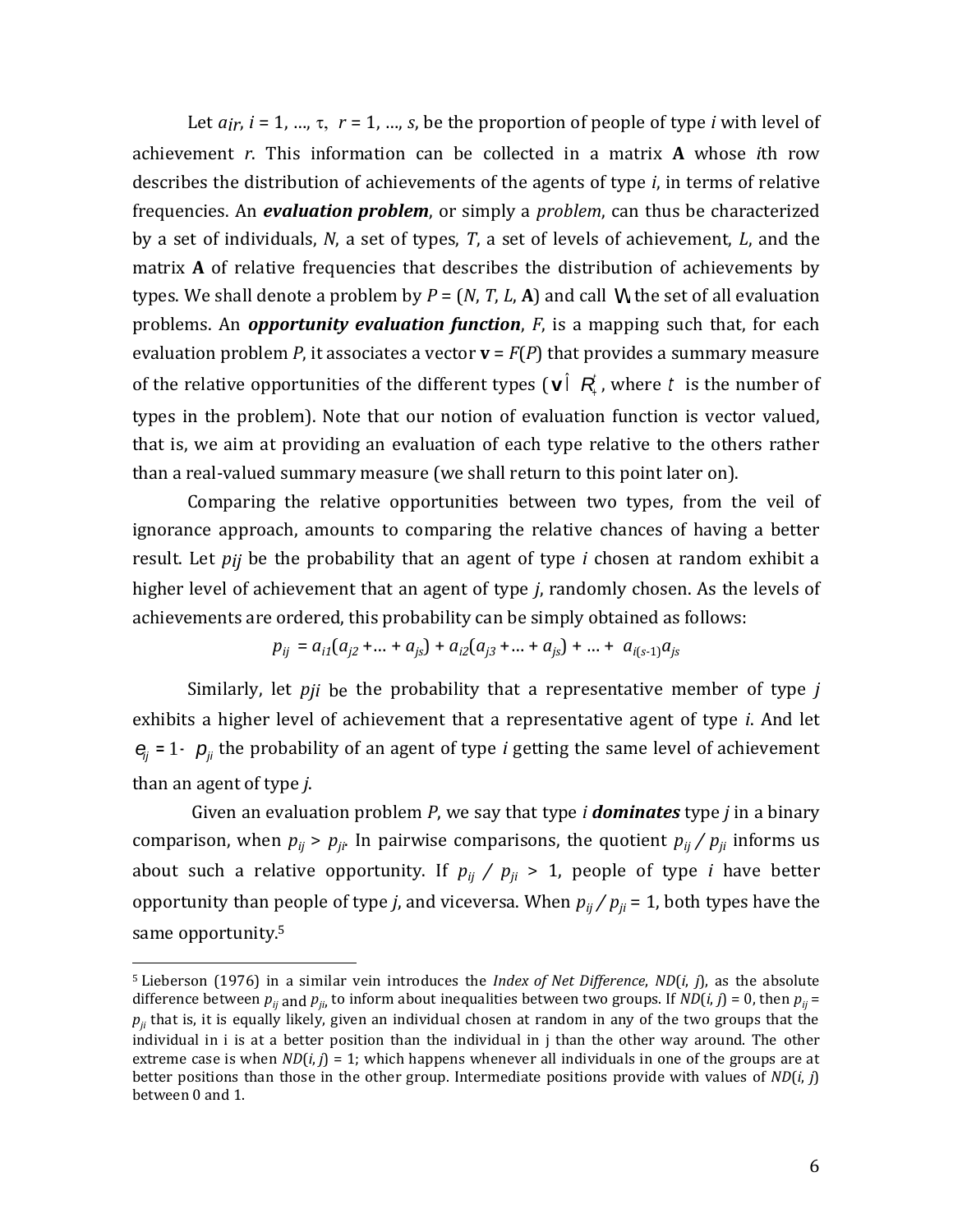Let $a_{ir}$, $i = 1, \ldots, \tau$, $r = 1, \ldots, s$, be the proportion of people of type *i* with level of achievement *r*. This information can be collected in a matrix **A** whose *i*th row describes the distribution of achievements of the agents of type *i*, in terms of relative frequencies. An ***evaluation problem***, or simply a *problem*, can thus be characterized by a set of individuals, *N*, a set of types, *T*, a set of levels of achievement, *L*, and the matrix **A** of relative frequencies that describes the distribution of achievements by types. We shall denote a problem by $P = (N, T, L, \mathbf{A})$ and call $\mathbb{W}$ the set of all evaluation problems. An ***opportunity evaluation function***, *F*, is a mapping such that, for each evaluation problem *P*, it associates a vector $\mathbf{v} = F(P)$ that provides a summary measure of the relative opportunities of the different types ($\mathbf{v} \in R_{+}^{t}$, where $t$ is the number of types in the problem). Note that our notion of evaluation function is vector valued, that is, we aim at providing an evaluation of each type relative to the others rather than a real-valued summary measure (we shall return to this point later on).

Comparing the relative opportunities between two types, from the veil of ignorance approach, amounts to comparing the relative chances of having a better result. Let $p_{ij}$ be the probability that an agent of type *i* chosen at random exhibit a higher level of achievement that an agent of type *j*, randomly chosen. As the levels of achievements are ordered, this probability can be simply obtained as follows:

$$p_{ij} = a_{i1}(a_{j2} + \ldots + a_{js}) + a_{i2}(a_{j3} + \ldots + a_{js}) + \ldots + a_{i(s-1)}a_{js}$$

Similarly, let $p_{ji}$ be the probability that a representative member of type *j* exhibits a higher level of achievement that a representative agent of type *i*. And let $e_{ij} = 1 - p_{ji}$ the probability of an agent of type *i* getting the same level of achievement than an agent of type *j*.

Given an evaluation problem *P*, we say that type *i* ***dominates*** type *j* in a binary comparison, when $p_{ij} > p_{ji}$. In pairwise comparisons, the quotient $p_{ij} / p_{ji}$ informs us about such a relative opportunity. If $p_{ij} / p_{ji} > 1$, people of type *i* have better opportunity than people of type *j*, and viceversa. When $p_{ij} / p_{ji} = 1$, both types have the same opportunity.[5]

[5] Lieberson (1976) in a similar vein introduces the *Index of Net Difference*, $ND(i, j)$, as the absolute difference between $p_{ij}$ and $p_{ji}$, to inform about inequalities between two groups. If $ND(i, j) = 0$, then $p_{ij} = p_{ji}$ that is, it is equally likely, given an individual chosen at random in any of the two groups that the individual in i is at a better position than the individual in j than the other way around. The other extreme case is when $ND(i, j) = 1$; which happens whenever all individuals in one of the groups are at better positions than those in the other group. Intermediate positions provide with values of $ND(i, j)$ between 0 and 1.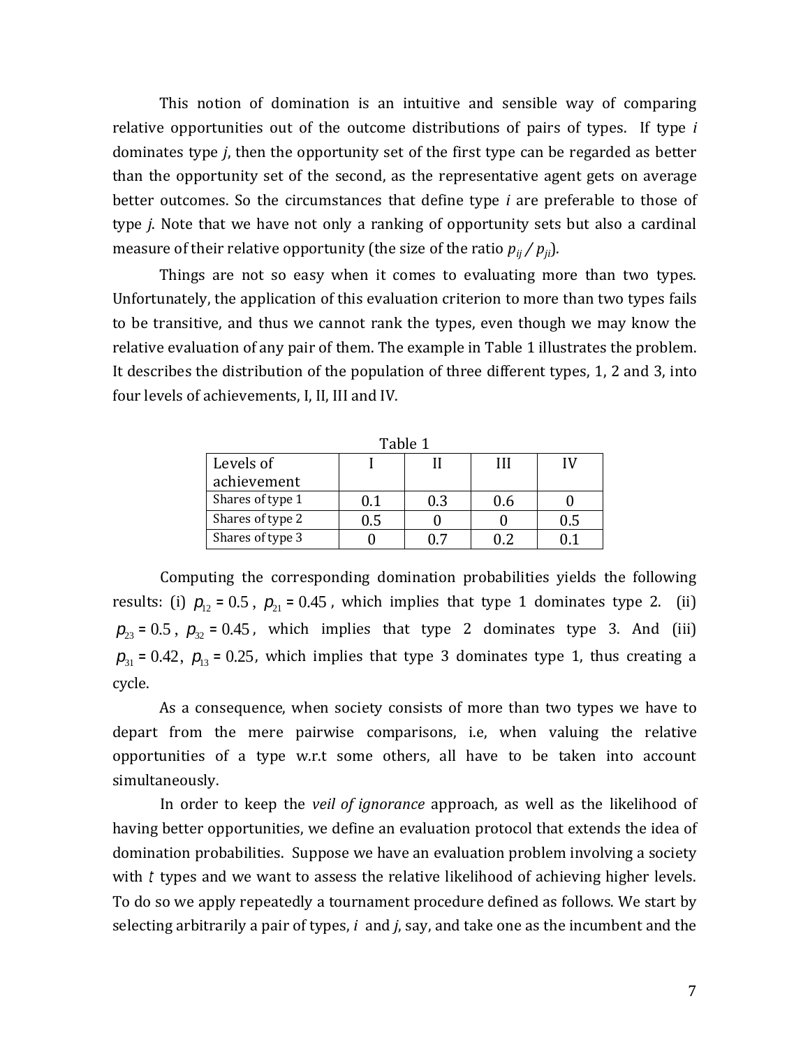This notion of domination is an intuitive and sensible way of comparing relative opportunities out of the outcome distributions of pairs of types. If type *i* dominates type *j*, then the opportunity set of the first type can be regarded as better than the opportunity set of the second, as the representative agent gets on average better outcomes. So the circumstances that define type *i* are preferable to those of type *j*. Note that we have not only a ranking of opportunity sets but also a cardinal measure of their relative opportunity (the size of the ratio $p_{ij} / p_{ji}$).

Things are not so easy when it comes to evaluating more than two types. Unfortunately, the application of this evaluation criterion to more than two types fails to be transitive, and thus we cannot rank the types, even though we may know the relative evaluation of any pair of them. The example in Table 1 illustrates the problem. It describes the distribution of the population of three different types, 1, 2 and 3, into four levels of achievements, I, II, III and IV.

Table 1

| Levels of achievement | I | II | III | IV |
|---|---|---|---|---|
| Shares of type 1 | 0.1 | 0.3 | 0.6 | 0 |
| Shares of type 2 | 0.5 | 0 | 0 | 0.5 |
| Shares of type 3 | 0 | 0.7 | 0.2 | 0.1 |

Computing the corresponding domination probabilities yields the following results: (i) $p_{12} = 0.5$, $p_{21} = 0.45$, which implies that type 1 dominates type 2. (ii) $p_{23} = 0.5$, $p_{32} = 0.45$, which implies that type 2 dominates type 3. And (iii) $p_{31} = 0.42$, $p_{13} = 0.25$, which implies that type 3 dominates type 1, thus creating a cycle.

As a consequence, when society consists of more than two types we have to depart from the mere pairwise comparisons, i.e, when valuing the relative opportunities of a type w.r.t some others, all have to be taken into account simultaneously.

In order to keep the *veil of ignorance* approach, as well as the likelihood of having better opportunities, we define an evaluation protocol that extends the idea of domination probabilities. Suppose we have an evaluation problem involving a society with $t$ types and we want to assess the relative likelihood of achieving higher levels. To do so we apply repeatedly a tournament procedure defined as follows. We start by selecting arbitrarily a pair of types, *i* and *j*, say, and take one as the incumbent and the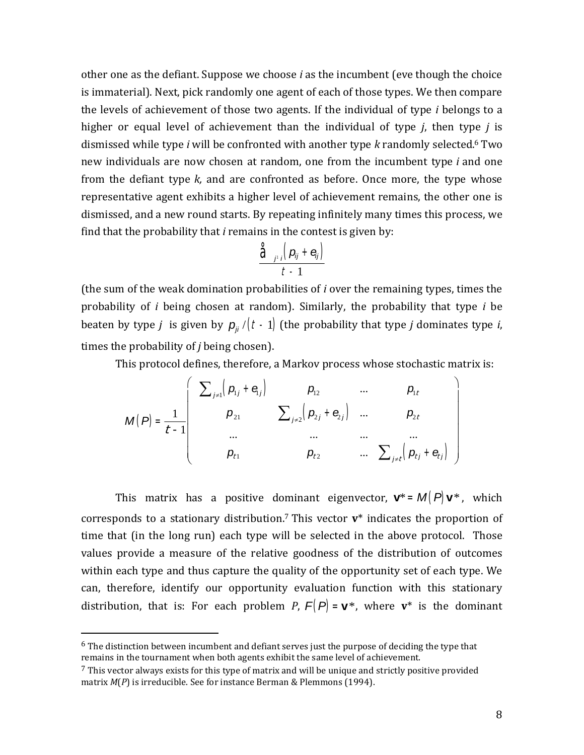other one as the defiant. Suppose we choose *i* as the incumbent (eve though the choice is immaterial). Next, pick randomly one agent of each of those types. We then compare the levels of achievement of those two agents. If the individual of type *i* belongs to a higher or equal level of achievement than the individual of type *j*, then type *j* is dismissed while type *i* will be confronted with another type *k* randomly selected.[6] Two new individuals are now chosen at random, one from the incumbent type *i* and one from the defiant type *k,* and are confronted as before. Once more, the type whose representative agent exhibits a higher level of achievement remains, the other one is dismissed, and a new round starts. By repeating infinitely many times this process, we find that the probability that *i* remains in the contest is given by:

$$\frac{\sum_{j \neq i} \left( p_{ij} + e_{ij} \right)}{t - 1}$$

(the sum of the weak domination probabilities of *i* over the remaining types, times the probability of *i* being chosen at random). Similarly, the probability that type *i* be beaten by type *j* is given by $p_{ji} / \left( t - 1 \right)$ (the probability that type *j* dominates type *i*, times the probability of *j* being chosen).

This protocol defines, therefore, a Markov process whose stochastic matrix is:

$$M\left(P\right) = \frac{1}{t-1}\begin{pmatrix} \sum_{j \neq 1} \left( p_{1j} + e_{1j} \right) & p_{12} & \dots & p_{1t} \\ p_{21} & \sum_{j \neq 2} \left( p_{2j} + e_{2j} \right) & \dots & p_{2t} \\ \dots & \dots & \dots & \dots \\ p_{t1} & p_{t2} & \dots & \sum_{j \neq t} \left( p_{tj} + e_{tj} \right) \end{pmatrix}$$

This matrix has a positive dominant eigenvector, $\mathbf{v}^* = M\left(P\right)\mathbf{v}^*$, which corresponds to a stationary distribution.[7] This vector $\mathbf{v}^*$ indicates the proportion of time that (in the long run) each type will be selected in the above protocol. Those values provide a measure of the relative goodness of the distribution of outcomes within each type and thus capture the quality of the opportunity set of each type. We can, therefore, identify our opportunity evaluation function with this stationary distribution, that is: For each problem *P*, $F\left(P\right) = \mathbf{v}^*$, where $\mathbf{v}^*$ is the dominant

---

[6] The distinction between incumbent and defiant serves just the purpose of deciding the type that remains in the tournament when both agents exhibit the same level of achievement.

[7] This vector always exists for this type of matrix and will be unique and strictly positive provided matrix *M*(*P*) is irreducible. See for instance Berman & Plemmons (1994).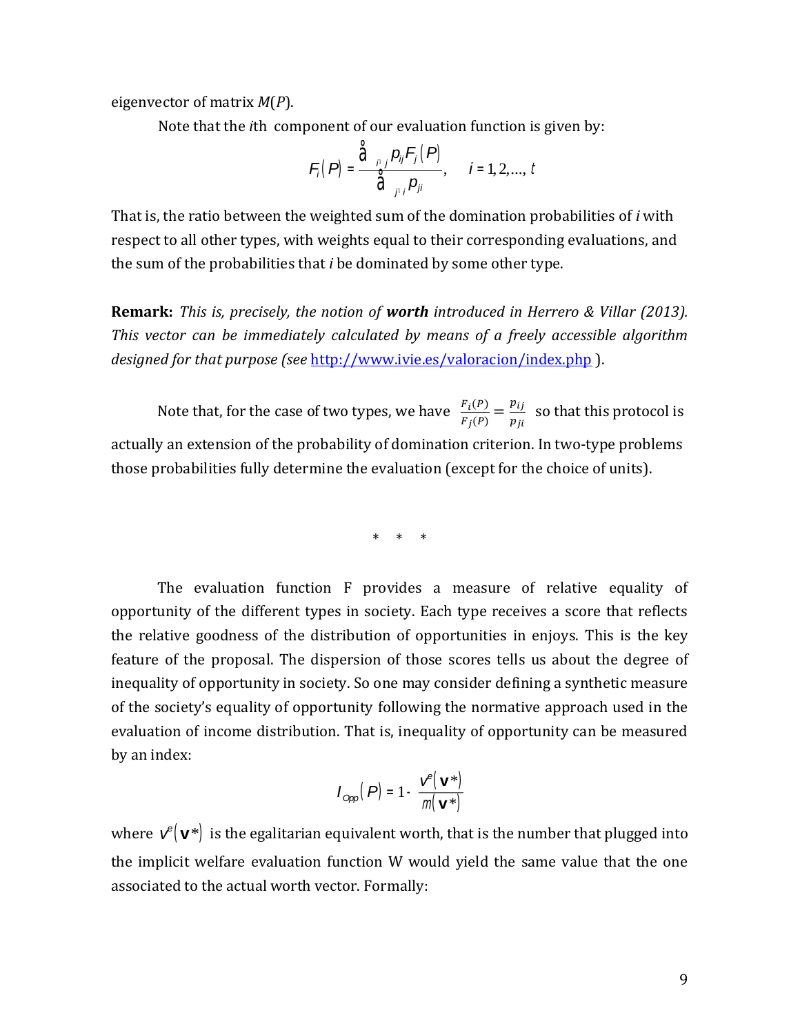eigenvector of matrix $M(P)$.

Note that the $i$th component of our evaluation function is given by:

$$F_i(P) = \frac{\sum_{j \neq i} p_{ij} F_j(P)}{\sum_{j \neq i} p_{ji}}, \quad i = 1, 2, \ldots, t$$

That is, the ratio between the weighted sum of the domination probabilities of $i$ with respect to all other types, with weights equal to their corresponding evaluations, and the sum of the probabilities that $i$ be dominated by some other type.

**Remark:** *This is, precisely, the notion of* ***worth*** *introduced in Herrero & Villar (2013). This vector can be immediately calculated by means of a freely accessible algorithm designed for that purpose (see* http://www.ivie.es/valoracion/index.php ).

Note that, for the case of two types, we have $\frac{F_i(P)}{F_j(P)} = \frac{p_{ij}}{p_{ji}}$ so that this protocol is actually an extension of the probability of domination criterion. In two-type problems those probabilities fully determine the evaluation (except for the choice of units).

\* \* \*

The evaluation function F provides a measure of relative equality of opportunity of the different types in society. Each type receives a score that reflects the relative goodness of the distribution of opportunities in enjoys. This is the key feature of the proposal. The dispersion of those scores tells us about the degree of inequality of opportunity in society. So one may consider defining a synthetic measure of the society's equality of opportunity following the normative approach used in the evaluation of income distribution. That is, inequality of opportunity can be measured by an index:

$$I_{Opp}(P) = 1 - \frac{v^e(\mathbf{v}^*)}{m(\mathbf{v}^*)}$$

where $v^e(\mathbf{v}^*)$ is the egalitarian equivalent worth, that is the number that plugged into the implicit welfare evaluation function W would yield the same value that the one associated to the actual worth vector. Formally: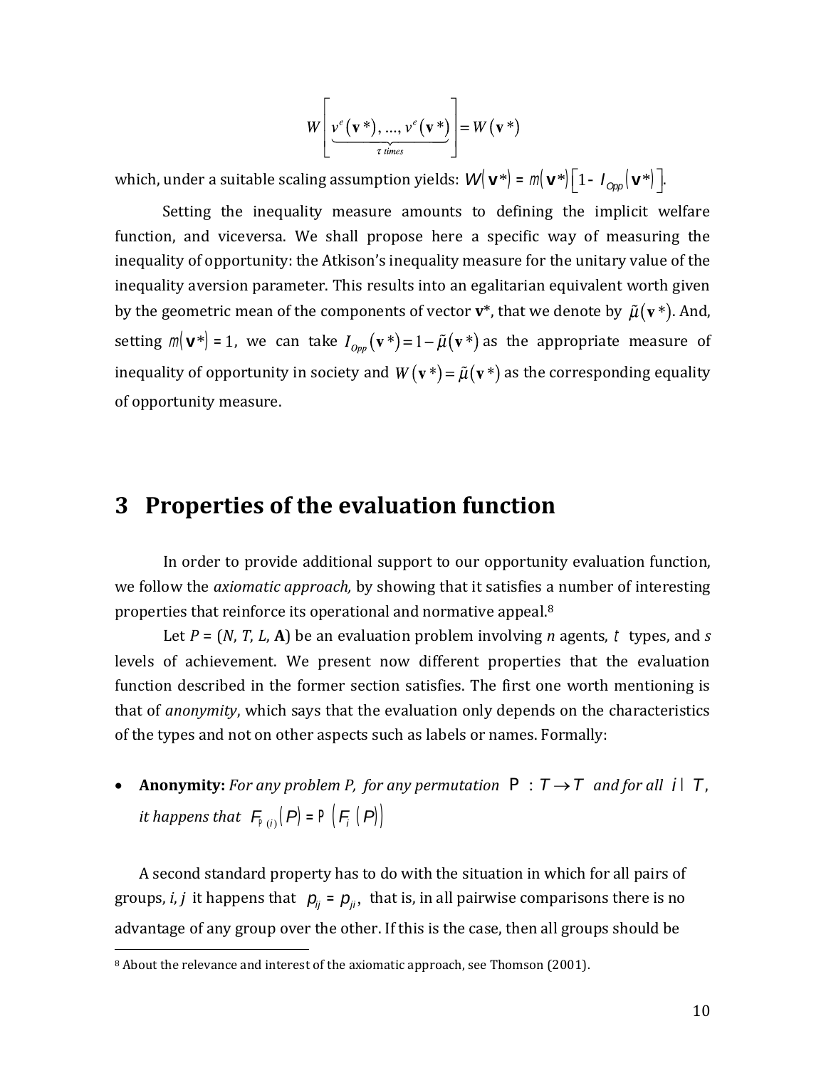$$W\left[\underbrace{v^{e}\left(\mathbf{v}^{*}\right), \ldots, v^{e}\left(\mathbf{v}^{*}\right)}_{\tau \text{ times}}\right]=W\left(\mathbf{v}^{*}\right)$$

which, under a suitable scaling assumption yields: $W(\mathbf{v}^*) = m(\mathbf{v}^*)\left[1 - I_{Opp}(\mathbf{v}^*)\right]$.

Setting the inequality measure amounts to defining the implicit welfare function, and viceversa. We shall propose here a specific way of measuring the inequality of opportunity: the Atkison's inequality measure for the unitary value of the inequality aversion parameter. This results into an egalitarian equivalent worth given by the geometric mean of the components of vector **v**\*, that we denote by $\tilde{\mu}(\mathbf{v}^*)$. And, setting $m(\mathbf{v}^*) = 1$, we can take $I_{Opp}(\mathbf{v}^*) = 1 - \tilde{\mu}(\mathbf{v}^*)$ as the appropriate measure of inequality of opportunity in society and $W(\mathbf{v}^*) = \tilde{\mu}(\mathbf{v}^*)$ as the corresponding equality of opportunity measure.

# 3 Properties of the evaluation function

In order to provide additional support to our opportunity evaluation function, we follow the *axiomatic approach,* by showing that it satisfies a number of interesting properties that reinforce its operational and normative appeal.[8]

Let $P = (N, T, L, \mathbf{A})$ be an evaluation problem involving $n$ agents, $t$ types, and $s$ levels of achievement. We present now different properties that the evaluation function described in the former section satisfies. The first one worth mentioning is that of *anonymity*, which says that the evaluation only depends on the characteristics of the types and not on other aspects such as labels or names. Formally:

- **Anonymity:** *For any problem P, for any permutation* $\Pi : T \rightarrow T$ *and for all* $i \in T$, *it happens that* $F_{\Pi(i)}(P) = \Pi\left(F_i(P)\right)$

A second standard property has to do with the situation in which for all pairs of groups, $i, j$ it happens that $p_{ij} = p_{ji}$, that is, in all pairwise comparisons there is no advantage of any group over the other. If this is the case, then all groups should be

[8] About the relevance and interest of the axiomatic approach, see Thomson (2001).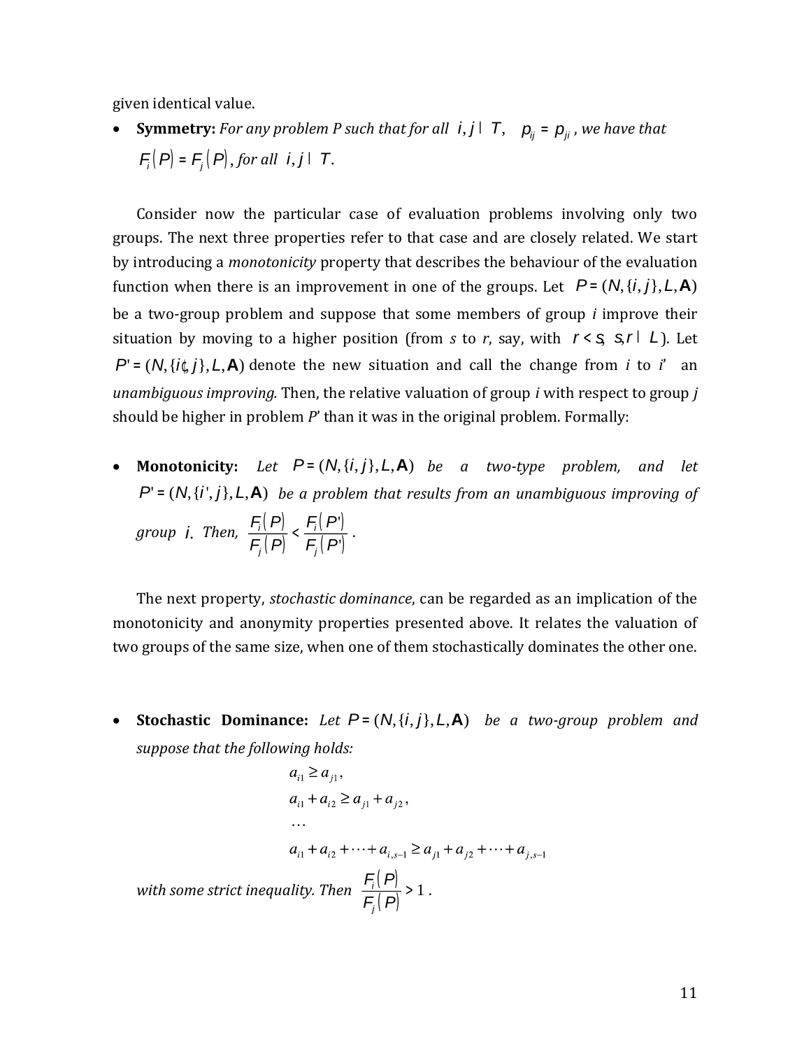given identical value.

- **Symmetry:** *For any problem P such that for all* $i, j \in T$, $p_{ij} = p_{ji}$, *we have that* $F_i(P) = F_j(P)$, *for all* $i, j \in T$.

Consider now the particular case of evaluation problems involving only two groups. The next three properties refer to that case and are closely related. We start by introducing a *monotonicity* property that describes the behaviour of the evaluation function when there is an improvement in one of the groups. Let $P = (N, \{i, j\}, L, \mathbf{A})$ be a two-group problem and suppose that some members of group *i* improve their situation by moving to a higher position (from *s* to *r*, say, with $r < s$, $s, r \in L$). Let $P' = (N, \{i', j\}, L, \mathbf{A})$ denote the new situation and call the change from *i* to *i'* an *unambiguous improving.* Then, the relative valuation of group *i* with respect to group *j* should be higher in problem *P*' than it was in the original problem. Formally:

- **Monotonicity:** *Let* $P = (N, \{i, j\}, L, \mathbf{A})$ *be a two-type problem, and let* $P' = (N, \{i', j\}, L, \mathbf{A})$ *be a problem that results from an unambiguous improving of group* $i$. *Then,* $\frac{F_i(P)}{F_j(P)} < \frac{F_i(P')}{F_j(P')}$ .

The next property, *stochastic dominance*, can be regarded as an implication of the monotonicity and anonymity properties presented above. It relates the valuation of two groups of the same size, when one of them stochastically dominates the other one.

- **Stochastic Dominance:** *Let* $P = (N, \{i, j\}, L, \mathbf{A})$ *be a two-group problem and suppose that the following holds:*

$$
\begin{aligned}
&a_{i1} \geq a_{j1}, \\
&a_{i1} + a_{i2} \geq a_{j1} + a_{j2}, \\
&\cdots \\
&a_{i1} + a_{i2} + \cdots + a_{i,s-1} \geq a_{j1} + a_{j2} + \cdots + a_{j,s-1}
\end{aligned}
$$

*with some strict inequality. Then* $\frac{F_i(P)}{F_j(P)} > 1$ .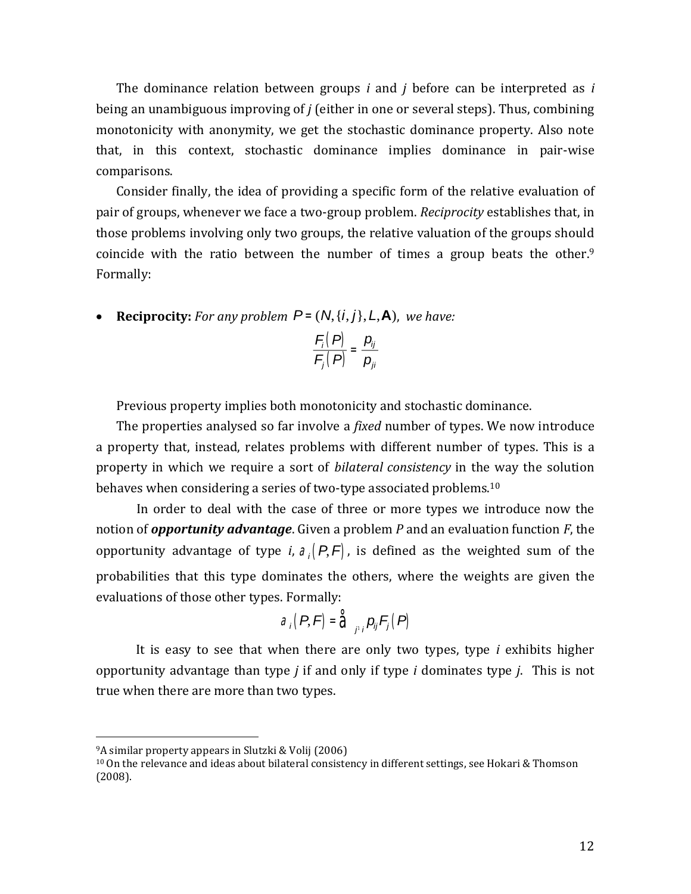The dominance relation between groups *i* and *j* before can be interpreted as *i* being an unambiguous improving of *j* (either in one or several steps). Thus, combining monotonicity with anonymity, we get the stochastic dominance property. Also note that, in this context, stochastic dominance implies dominance in pair-wise comparisons.

Consider finally, the idea of providing a specific form of the relative evaluation of pair of groups, whenever we face a two-group problem. *Reciprocity* establishes that, in those problems involving only two groups, the relative valuation of the groups should coincide with the ratio between the number of times a group beats the other.[9] Formally:

- **Reciprocity:** *For any problem* $P = (N, \{i, j\}, L, \mathbf{A})$, *we have:*

$$\frac{F_i(P)}{F_j(P)} = \frac{p_{ij}}{p_{ji}}$$

Previous property implies both monotonicity and stochastic dominance.

The properties analysed so far involve a *fixed* number of types. We now introduce a property that, instead, relates problems with different number of types. This is a property in which we require a sort of *bilateral consistency* in the way the solution behaves when considering a series of two-type associated problems.[10]

In order to deal with the case of three or more types we introduce now the notion of ***opportunity advantage***. Given a problem *P* and an evaluation function *F*, the opportunity advantage of type *i*, $a_i(P, F)$, is defined as the weighted sum of the probabilities that this type dominates the others, where the weights are given the evaluations of those other types. Formally:

$$a_i(P, F) = \sum_{j \neq i} p_{ij} F_j(P)$$

It is easy to see that when there are only two types, type *i* exhibits higher opportunity advantage than type *j* if and only if type *i* dominates type *j*. This is not true when there are more than two types.

[9] A similar property appears in Slutzki & Volij (2006)

[10] On the relevance and ideas about bilateral consistency in different settings, see Hokari & Thomson (2008).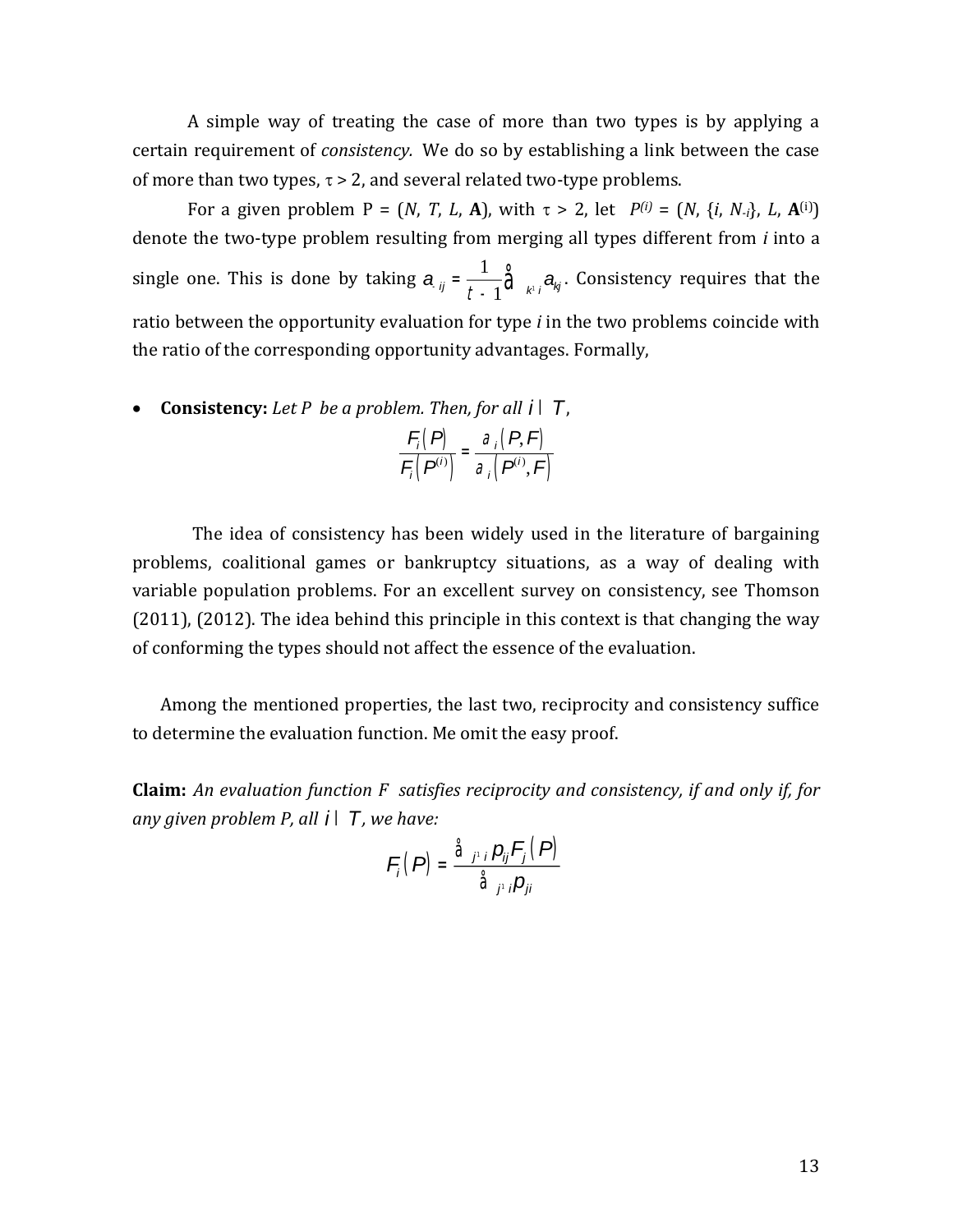A simple way of treating the case of more than two types is by applying a certain requirement of *consistency.* We do so by establishing a link between the case of more than two types, $\tau > 2$, and several related two-type problems.

For a given problem P = ($N$, $T$, $L$, $\mathbf{A}$), with $\tau > 2$, let $P^{(i)} = (N, \{i, N_{-i}\}, L, \mathbf{A}^{(i)})$ denote the two-type problem resulting from merging all types different from $i$ into a single one. This is done by taking $a_{-ij} = \frac{1}{\tau - 1}\sum_{k \neq i} a_{kj}$. Consistency requires that the ratio between the opportunity evaluation for type $i$ in the two problems coincide with the ratio of the corresponding opportunity advantages. Formally,

- **Consistency:** *Let P be a problem. Then, for all* $i \in T$,

$$\frac{F_i(P)}{F_i\left(P^{(i)}\right)} = \frac{\partial_i(P, F)}{\partial_i\left(P^{(i)}, F\right)}$$

The idea of consistency has been widely used in the literature of bargaining problems, coalitional games or bankruptcy situations, as a way of dealing with variable population problems. For an excellent survey on consistency, see Thomson (2011), (2012). The idea behind this principle in this context is that changing the way of conforming the types should not affect the essence of the evaluation.

Among the mentioned properties, the last two, reciprocity and consistency suffice to determine the evaluation function. Me omit the easy proof.

**Claim:** *An evaluation function F satisfies reciprocity and consistency, if and only if, for any given problem P, all* $i \in T$, *we have:*

$$F_i(P) = \frac{\sum_{j \neq i} p_{ij} F_j(P)}{\sum_{j \neq i} p_{ji}}$$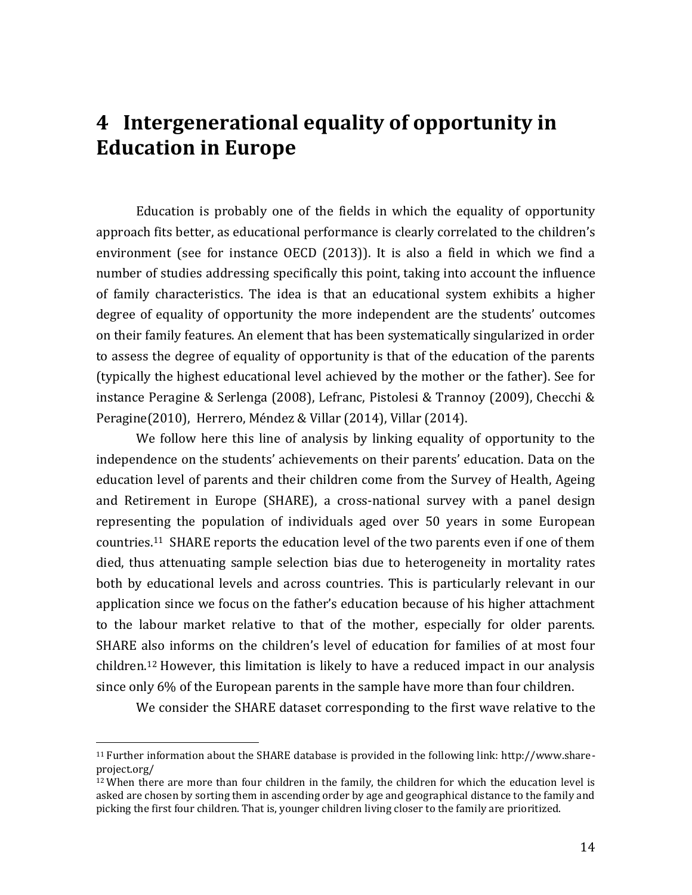# 4 Intergenerational equality of opportunity in Education in Europe

Education is probably one of the fields in which the equality of opportunity approach fits better, as educational performance is clearly correlated to the children's environment (see for instance OECD (2013)). It is also a field in which we find a number of studies addressing specifically this point, taking into account the influence of family characteristics. The idea is that an educational system exhibits a higher degree of equality of opportunity the more independent are the students' outcomes on their family features. An element that has been systematically singularized in order to assess the degree of equality of opportunity is that of the education of the parents (typically the highest educational level achieved by the mother or the father). See for instance Peragine & Serlenga (2008), Lefranc, Pistolesi & Trannoy (2009), Checchi & Peragine(2010), Herrero, Méndez & Villar (2014), Villar (2014).

We follow here this line of analysis by linking equality of opportunity to the independence on the students' achievements on their parents' education. Data on the education level of parents and their children come from the Survey of Health, Ageing and Retirement in Europe (SHARE), a cross-national survey with a panel design representing the population of individuals aged over 50 years in some European countries.[11] SHARE reports the education level of the two parents even if one of them died, thus attenuating sample selection bias due to heterogeneity in mortality rates both by educational levels and across countries. This is particularly relevant in our application since we focus on the father's education because of his higher attachment to the labour market relative to that of the mother, especially for older parents. SHARE also informs on the children's level of education for families of at most four children.[12] However, this limitation is likely to have a reduced impact in our analysis since only 6% of the European parents in the sample have more than four children.

We consider the SHARE dataset corresponding to the first wave relative to the

[11] Further information about the SHARE database is provided in the following link: http://www.share-project.org/

[12] When there are more than four children in the family, the children for which the education level is asked are chosen by sorting them in ascending order by age and geographical distance to the family and picking the first four children. That is, younger children living closer to the family are prioritized.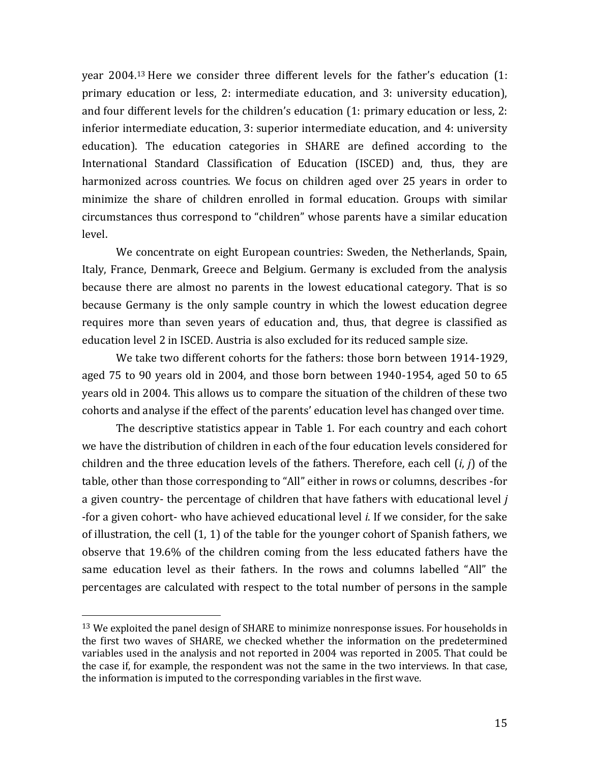year 2004.[13] Here we consider three different levels for the father's education (1: primary education or less, 2: intermediate education, and 3: university education), and four different levels for the children's education (1: primary education or less, 2: inferior intermediate education, 3: superior intermediate education, and 4: university education). The education categories in SHARE are defined according to the International Standard Classification of Education (ISCED) and, thus, they are harmonized across countries. We focus on children aged over 25 years in order to minimize the share of children enrolled in formal education. Groups with similar circumstances thus correspond to "children" whose parents have a similar education level.

We concentrate on eight European countries: Sweden, the Netherlands, Spain, Italy, France, Denmark, Greece and Belgium. Germany is excluded from the analysis because there are almost no parents in the lowest educational category. That is so because Germany is the only sample country in which the lowest education degree requires more than seven years of education and, thus, that degree is classified as education level 2 in ISCED. Austria is also excluded for its reduced sample size.

We take two different cohorts for the fathers: those born between 1914-1929, aged 75 to 90 years old in 2004, and those born between 1940-1954, aged 50 to 65 years old in 2004. This allows us to compare the situation of the children of these two cohorts and analyse if the effect of the parents' education level has changed over time.

The descriptive statistics appear in Table 1. For each country and each cohort we have the distribution of children in each of the four education levels considered for children and the three education levels of the fathers. Therefore, each cell (*i*, *j*) of the table, other than those corresponding to "All" either in rows or columns, describes -for a given country- the percentage of children that have fathers with educational level *j* -for a given cohort- who have achieved educational level *i*. If we consider, for the sake of illustration, the cell (1, 1) of the table for the younger cohort of Spanish fathers, we observe that 19.6% of the children coming from the less educated fathers have the same education level as their fathers. In the rows and columns labelled "All" the percentages are calculated with respect to the total number of persons in the sample

[13] We exploited the panel design of SHARE to minimize nonresponse issues. For households in the first two waves of SHARE, we checked whether the information on the predetermined variables used in the analysis and not reported in 2004 was reported in 2005. That could be the case if, for example, the respondent was not the same in the two interviews. In that case, the information is imputed to the corresponding variables in the first wave.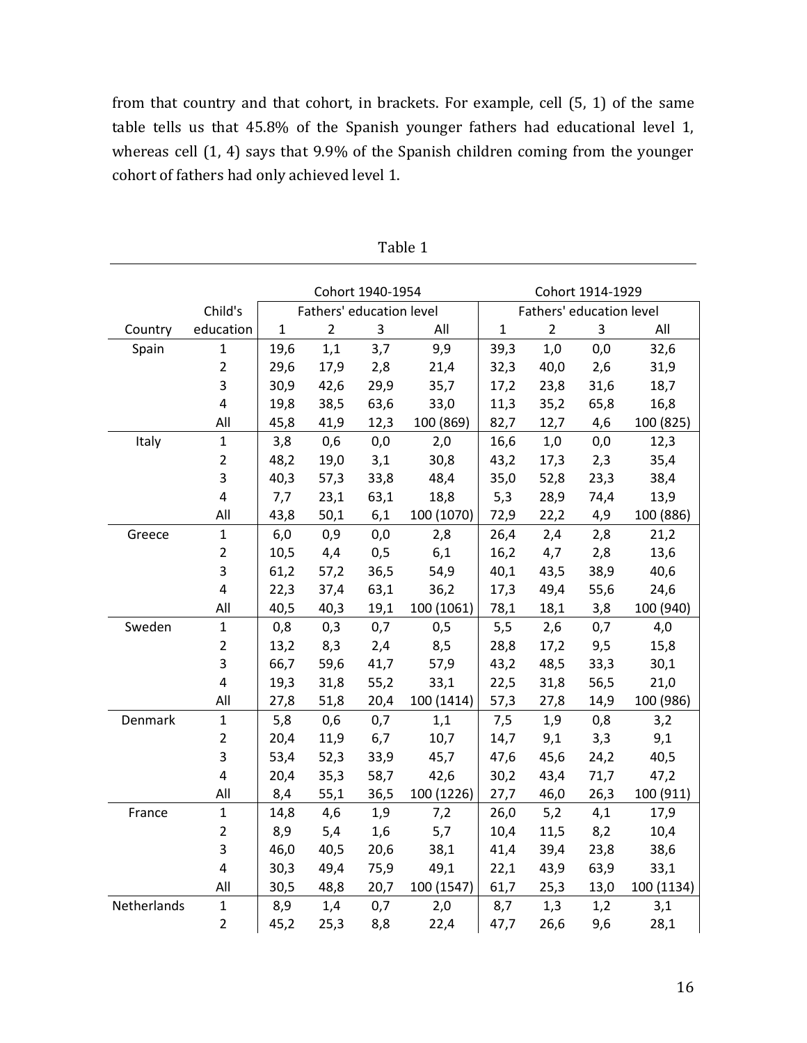from that country and that cohort, in brackets. For example, cell (5, 1) of the same table tells us that 45.8% of the Spanish younger fathers had educational level 1, whereas cell (1, 4) says that 9.9% of the Spanish children coming from the younger cohort of fathers had only achieved level 1.

Table 1

| | | Cohort 1940-1954 | | | | Cohort 1914-1929 | | | |
|---|---|---|---|---|---|---|---|---|---|
| | Child's | Fathers' education level | | | | Fathers' education level | | | |
| Country | education | 1 | 2 | 3 | All | 1 | 2 | 3 | All |
| Spain | 1 | 19,6 | 1,1 | 3,7 | 9,9 | 39,3 | 1,0 | 0,0 | 32,6 |
| | 2 | 29,6 | 17,9 | 2,8 | 21,4 | 32,3 | 40,0 | 2,6 | 31,9 |
| | 3 | 30,9 | 42,6 | 29,9 | 35,7 | 17,2 | 23,8 | 31,6 | 18,7 |
| | 4 | 19,8 | 38,5 | 63,6 | 33,0 | 11,3 | 35,2 | 65,8 | 16,8 |
| | All | 45,8 | 41,9 | 12,3 | 100 (869) | 82,7 | 12,7 | 4,6 | 100 (825) |
| Italy | 1 | 3,8 | 0,6 | 0,0 | 2,0 | 16,6 | 1,0 | 0,0 | 12,3 |
| | 2 | 48,2 | 19,0 | 3,1 | 30,8 | 43,2 | 17,3 | 2,3 | 35,4 |
| | 3 | 40,3 | 57,3 | 33,8 | 48,4 | 35,0 | 52,8 | 23,3 | 38,4 |
| | 4 | 7,7 | 23,1 | 63,1 | 18,8 | 5,3 | 28,9 | 74,4 | 13,9 |
| | All | 43,8 | 50,1 | 6,1 | 100 (1070) | 72,9 | 22,2 | 4,9 | 100 (886) |
| Greece | 1 | 6,0 | 0,9 | 0,0 | 2,8 | 26,4 | 2,4 | 2,8 | 21,2 |
| | 2 | 10,5 | 4,4 | 0,5 | 6,1 | 16,2 | 4,7 | 2,8 | 13,6 |
| | 3 | 61,2 | 57,2 | 36,5 | 54,9 | 40,1 | 43,5 | 38,9 | 40,6 |
| | 4 | 22,3 | 37,4 | 63,1 | 36,2 | 17,3 | 49,4 | 55,6 | 24,6 |
| | All | 40,5 | 40,3 | 19,1 | 100 (1061) | 78,1 | 18,1 | 3,8 | 100 (940) |
| Sweden | 1 | 0,8 | 0,3 | 0,7 | 0,5 | 5,5 | 2,6 | 0,7 | 4,0 |
| | 2 | 13,2 | 8,3 | 2,4 | 8,5 | 28,8 | 17,2 | 9,5 | 15,8 |
| | 3 | 66,7 | 59,6 | 41,7 | 57,9 | 43,2 | 48,5 | 33,3 | 30,1 |
| | 4 | 19,3 | 31,8 | 55,2 | 33,1 | 22,5 | 31,8 | 56,5 | 21,0 |
| | All | 27,8 | 51,8 | 20,4 | 100 (1414) | 57,3 | 27,8 | 14,9 | 100 (986) |
| Denmark | 1 | 5,8 | 0,6 | 0,7 | 1,1 | 7,5 | 1,9 | 0,8 | 3,2 |
| | 2 | 20,4 | 11,9 | 6,7 | 10,7 | 14,7 | 9,1 | 3,3 | 9,1 |
| | 3 | 53,4 | 52,3 | 33,9 | 45,7 | 47,6 | 45,6 | 24,2 | 40,5 |
| | 4 | 20,4 | 35,3 | 58,7 | 42,6 | 30,2 | 43,4 | 71,7 | 47,2 |
| | All | 8,4 | 55,1 | 36,5 | 100 (1226) | 27,7 | 46,0 | 26,3 | 100 (911) |
| France | 1 | 14,8 | 4,6 | 1,9 | 7,2 | 26,0 | 5,2 | 4,1 | 17,9 |
| | 2 | 8,9 | 5,4 | 1,6 | 5,7 | 10,4 | 11,5 | 8,2 | 10,4 |
| | 3 | 46,0 | 40,5 | 20,6 | 38,1 | 41,4 | 39,4 | 23,8 | 38,6 |
| | 4 | 30,3 | 49,4 | 75,9 | 49,1 | 22,1 | 43,9 | 63,9 | 33,1 |
| | All | 30,5 | 48,8 | 20,7 | 100 (1547) | 61,7 | 25,3 | 13,0 | 100 (1134) |
| Netherlands | 1 | 8,9 | 1,4 | 0,7 | 2,0 | 8,7 | 1,3 | 1,2 | 3,1 |
| | 2 | 45,2 | 25,3 | 8,8 | 22,4 | 47,7 | 26,6 | 9,6 | 28,1 |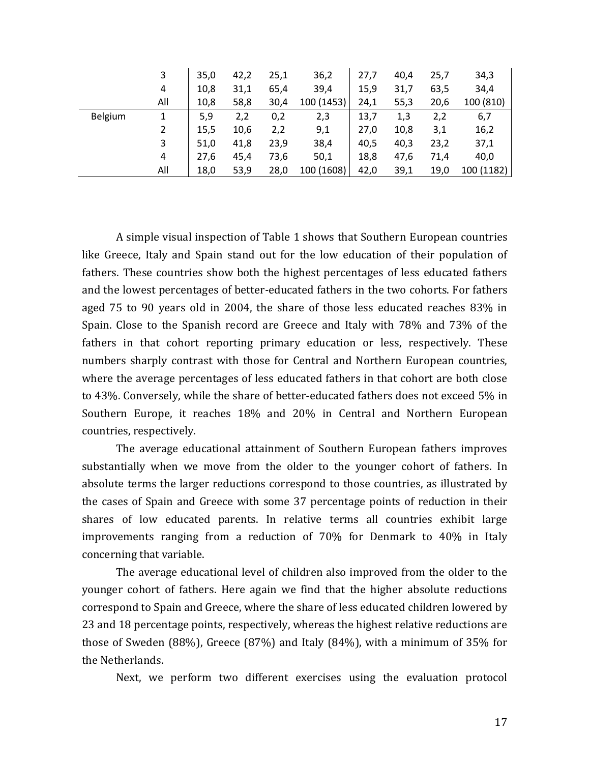|  |  |  |  |  |  |  |  |  |  |
|---|---|---|---|---|---|---|---|---|---|
|  | 3 | 35,0 | 42,2 | 25,1 | 36,2 | 27,7 | 40,4 | 25,7 | 34,3 |
|  | 4 | 10,8 | 31,1 | 65,4 | 39,4 | 15,9 | 31,7 | 63,5 | 34,4 |
|  | All | 10,8 | 58,8 | 30,4 | 100 (1453) | 24,1 | 55,3 | 20,6 | 100 (810) |
| Belgium | 1 | 5,9 | 2,2 | 0,2 | 2,3 | 13,7 | 1,3 | 2,2 | 6,7 |
|  | 2 | 15,5 | 10,6 | 2,2 | 9,1 | 27,0 | 10,8 | 3,1 | 16,2 |
|  | 3 | 51,0 | 41,8 | 23,9 | 38,4 | 40,5 | 40,3 | 23,2 | 37,1 |
|  | 4 | 27,6 | 45,4 | 73,6 | 50,1 | 18,8 | 47,6 | 71,4 | 40,0 |
|  | All | 18,0 | 53,9 | 28,0 | 100 (1608) | 42,0 | 39,1 | 19,0 | 100 (1182) |

A simple visual inspection of Table 1 shows that Southern European countries like Greece, Italy and Spain stand out for the low education of their population of fathers. These countries show both the highest percentages of less educated fathers and the lowest percentages of better-educated fathers in the two cohorts. For fathers aged 75 to 90 years old in 2004, the share of those less educated reaches 83% in Spain. Close to the Spanish record are Greece and Italy with 78% and 73% of the fathers in that cohort reporting primary education or less, respectively. These numbers sharply contrast with those for Central and Northern European countries, where the average percentages of less educated fathers in that cohort are both close to 43%. Conversely, while the share of better-educated fathers does not exceed 5% in Southern Europe, it reaches 18% and 20% in Central and Northern European countries, respectively.

The average educational attainment of Southern European fathers improves substantially when we move from the older to the younger cohort of fathers. In absolute terms the larger reductions correspond to those countries, as illustrated by the cases of Spain and Greece with some 37 percentage points of reduction in their shares of low educated parents. In relative terms all countries exhibit large improvements ranging from a reduction of 70% for Denmark to 40% in Italy concerning that variable.

The average educational level of children also improved from the older to the younger cohort of fathers. Here again we find that the higher absolute reductions correspond to Spain and Greece, where the share of less educated children lowered by 23 and 18 percentage points, respectively, whereas the highest relative reductions are those of Sweden (88%), Greece (87%) and Italy (84%), with a minimum of 35% for the Netherlands.

Next, we perform two different exercises using the evaluation protocol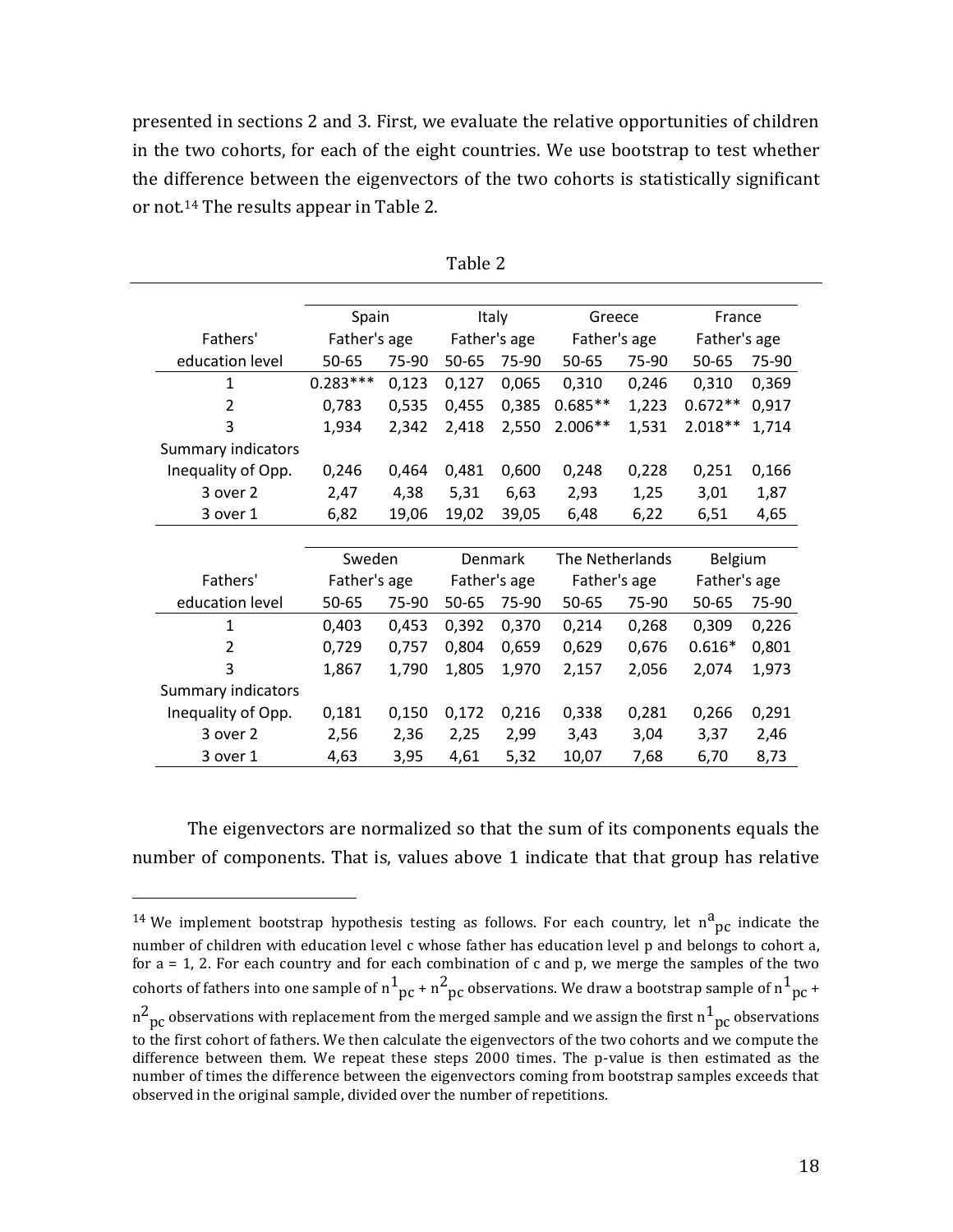presented in sections 2 and 3. First, we evaluate the relative opportunities of children in the two cohorts, for each of the eight countries. We use bootstrap to test whether the difference between the eigenvectors of the two cohorts is statistically significant or not.[14] The results appear in Table 2.

Table 2

| Fathers' education level | Spain Father's age 50-65 | Spain Father's age 75-90 | Italy Father's age 50-65 | Italy Father's age 75-90 | Greece Father's age 50-65 | Greece Father's age 75-90 | France Father's age 50-65 | France Father's age 75-90 |
|---|---|---|---|---|---|---|---|---|
| 1 | 0.283*** | 0,123 | 0,127 | 0,065 | 0,310 | 0,246 | 0,310 | 0,369 |
| 2 | 0,783 | 0,535 | 0,455 | 0,385 | 0.685** | 1,223 | 0.672** | 0,917 |
| 3 | 1,934 | 2,342 | 2,418 | 2,550 | 2.006** | 1,531 | 2.018** | 1,714 |
| Summary indicators | | | | | | | | |
| Inequality of Opp. | 0,246 | 0,464 | 0,481 | 0,600 | 0,248 | 0,228 | 0,251 | 0,166 |
| 3 over 2 | 2,47 | 4,38 | 5,31 | 6,63 | 2,93 | 1,25 | 3,01 | 1,87 |
| 3 over 1 | 6,82 | 19,06 | 19,02 | 39,05 | 6,48 | 6,22 | 6,51 | 4,65 |

| Fathers' education level | Sweden Father's age 50-65 | Sweden Father's age 75-90 | Denmark Father's age 50-65 | Denmark Father's age 75-90 | The Netherlands Father's age 50-65 | The Netherlands Father's age 75-90 | Belgium Father's age 50-65 | Belgium Father's age 75-90 |
|---|---|---|---|---|---|---|---|---|
| 1 | 0,403 | 0,453 | 0,392 | 0,370 | 0,214 | 0,268 | 0,309 | 0,226 |
| 2 | 0,729 | 0,757 | 0,804 | 0,659 | 0,629 | 0,676 | 0.616* | 0,801 |
| 3 | 1,867 | 1,790 | 1,805 | 1,970 | 2,157 | 2,056 | 2,074 | 1,973 |
| Summary indicators | | | | | | | | |
| Inequality of Opp. | 0,181 | 0,150 | 0,172 | 0,216 | 0,338 | 0,281 | 0,266 | 0,291 |
| 3 over 2 | 2,56 | 2,36 | 2,25 | 2,99 | 3,43 | 3,04 | 3,37 | 2,46 |
| 3 over 1 | 4,63 | 3,95 | 4,61 | 5,32 | 10,07 | 7,68 | 6,70 | 8,73 |

The eigenvectors are normalized so that the sum of its components equals the number of components. That is, values above 1 indicate that that group has relative

[14] We implement bootstrap hypothesis testing as follows. For each country, let $n^a_{pc}$ indicate the number of children with education level c whose father has education level p and belongs to cohort a, for a = 1, 2. For each country and for each combination of c and p, we merge the samples of the two cohorts of fathers into one sample of $n^1_{pc} + n^2_{pc}$ observations. We draw a bootstrap sample of $n^1_{pc} + n^2_{pc}$ observations with replacement from the merged sample and we assign the first $n^1_{pc}$ observations to the first cohort of fathers. We then calculate the eigenvectors of the two cohorts and we compute the difference between them. We repeat these steps 2000 times. The p-value is then estimated as the number of times the difference between the eigenvectors coming from bootstrap samples exceeds that observed in the original sample, divided over the number of repetitions.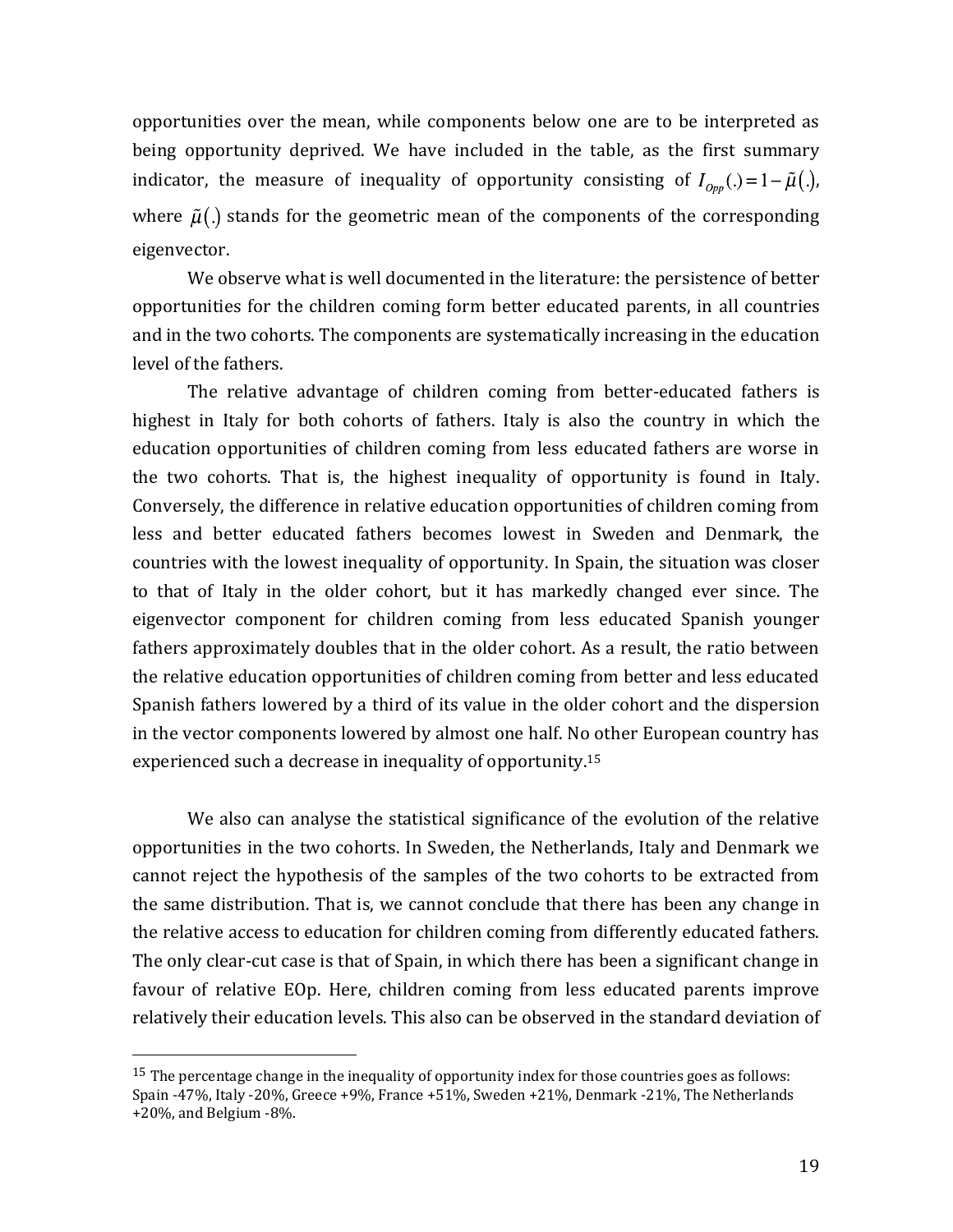opportunities over the mean, while components below one are to be interpreted as being opportunity deprived. We have included in the table, as the first summary indicator, the measure of inequality of opportunity consisting of $I_{Opp}(.) = 1 - \tilde{\mu}(.)$, where $\tilde{\mu}(.)$ stands for the geometric mean of the components of the corresponding eigenvector.

We observe what is well documented in the literature: the persistence of better opportunities for the children coming form better educated parents, in all countries and in the two cohorts. The components are systematically increasing in the education level of the fathers.

The relative advantage of children coming from better-educated fathers is highest in Italy for both cohorts of fathers. Italy is also the country in which the education opportunities of children coming from less educated fathers are worse in the two cohorts. That is, the highest inequality of opportunity is found in Italy. Conversely, the difference in relative education opportunities of children coming from less and better educated fathers becomes lowest in Sweden and Denmark, the countries with the lowest inequality of opportunity. In Spain, the situation was closer to that of Italy in the older cohort, but it has markedly changed ever since. The eigenvector component for children coming from less educated Spanish younger fathers approximately doubles that in the older cohort. As a result, the ratio between the relative education opportunities of children coming from better and less educated Spanish fathers lowered by a third of its value in the older cohort and the dispersion in the vector components lowered by almost one half. No other European country has experienced such a decrease in inequality of opportunity.[15]

We also can analyse the statistical significance of the evolution of the relative opportunities in the two cohorts. In Sweden, the Netherlands, Italy and Denmark we cannot reject the hypothesis of the samples of the two cohorts to be extracted from the same distribution. That is, we cannot conclude that there has been any change in the relative access to education for children coming from differently educated fathers. The only clear-cut case is that of Spain, in which there has been a significant change in favour of relative EOp. Here, children coming from less educated parents improve relatively their education levels. This also can be observed in the standard deviation of

[15] The percentage change in the inequality of opportunity index for those countries goes as follows: Spain -47%, Italy -20%, Greece +9%, France +51%, Sweden +21%, Denmark -21%, The Netherlands +20%, and Belgium -8%.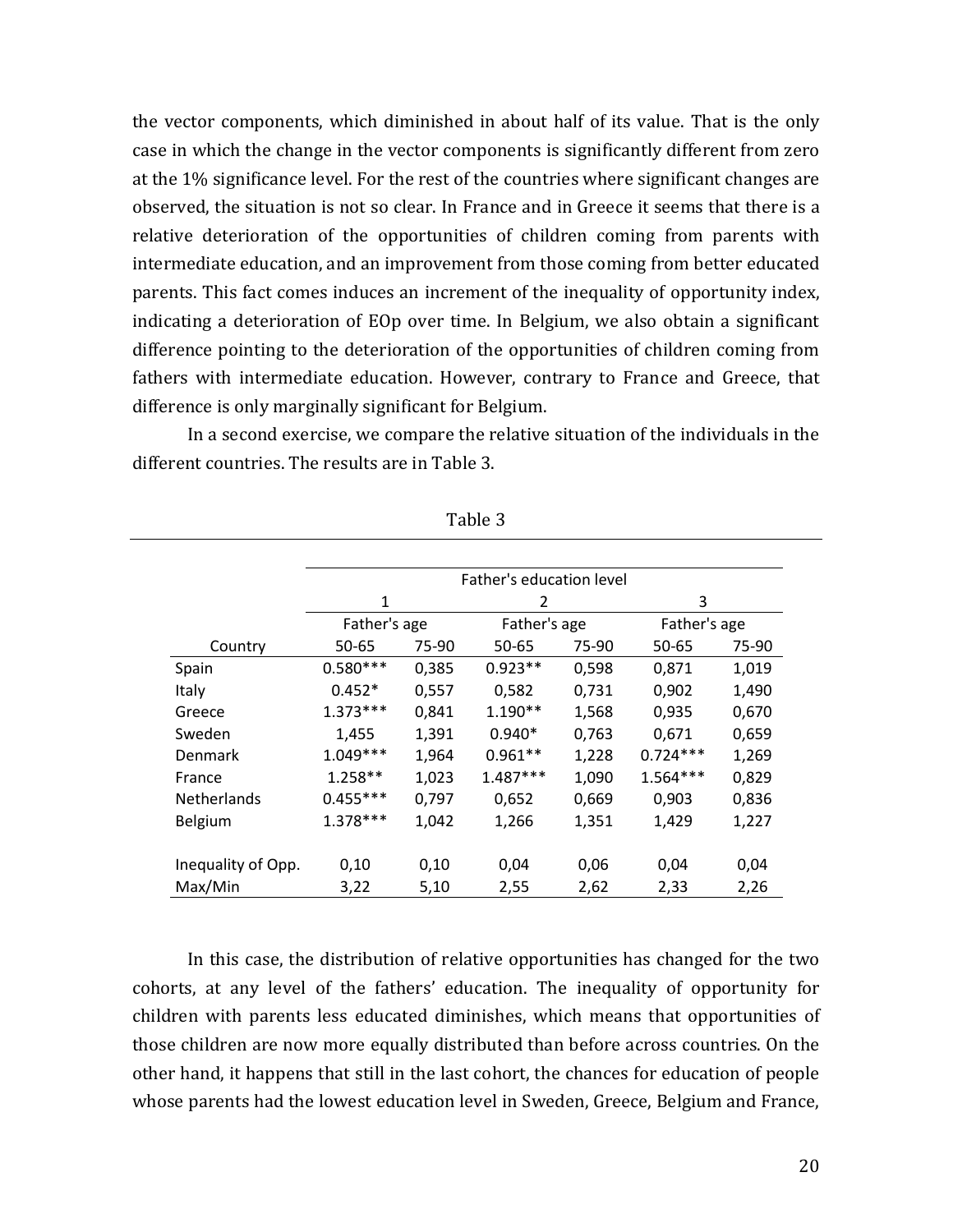the vector components, which diminished in about half of its value. That is the only case in which the change in the vector components is significantly different from zero at the 1% significance level. For the rest of the countries where significant changes are observed, the situation is not so clear. In France and in Greece it seems that there is a relative deterioration of the opportunities of children coming from parents with intermediate education, and an improvement from those coming from better educated parents. This fact comes induces an increment of the inequality of opportunity index, indicating a deterioration of EOp over time. In Belgium, we also obtain a significant difference pointing to the deterioration of the opportunities of children coming from fathers with intermediate education. However, contrary to France and Greece, that difference is only marginally significant for Belgium.

In a second exercise, we compare the relative situation of the individuals in the different countries. The results are in Table 3.

Table 3

| | Father's education level | | | | | |
|---|---|---|---|---|---|---|
| | 1 | | 2 | | 3 | |
| | Father's age | | Father's age | | Father's age | |
| Country | 50-65 | 75-90 | 50-65 | 75-90 | 50-65 | 75-90 |
| Spain | 0.580*** | 0,385 | 0.923** | 0,598 | 0,871 | 1,019 |
| Italy | 0.452* | 0,557 | 0,582 | 0,731 | 0,902 | 1,490 |
| Greece | 1.373*** | 0,841 | 1.190** | 1,568 | 0,935 | 0,670 |
| Sweden | 1,455 | 1,391 | 0.940* | 0,763 | 0,671 | 0,659 |
| Denmark | 1.049*** | 1,964 | 0.961** | 1,228 | 0.724*** | 1,269 |
| France | 1.258** | 1,023 | 1.487*** | 1,090 | 1.564*** | 0,829 |
| Netherlands | 0.455*** | 0,797 | 0,652 | 0,669 | 0,903 | 0,836 |
| Belgium | 1.378*** | 1,042 | 1,266 | 1,351 | 1,429 | 1,227 |
| | | | | | | |
| Inequality of Opp. | 0,10 | 0,10 | 0,04 | 0,06 | 0,04 | 0,04 |
| Max/Min | 3,22 | 5,10 | 2,55 | 2,62 | 2,33 | 2,26 |

In this case, the distribution of relative opportunities has changed for the two cohorts, at any level of the fathers' education. The inequality of opportunity for children with parents less educated diminishes, which means that opportunities of those children are now more equally distributed than before across countries. On the other hand, it happens that still in the last cohort, the chances for education of people whose parents had the lowest education level in Sweden, Greece, Belgium and France,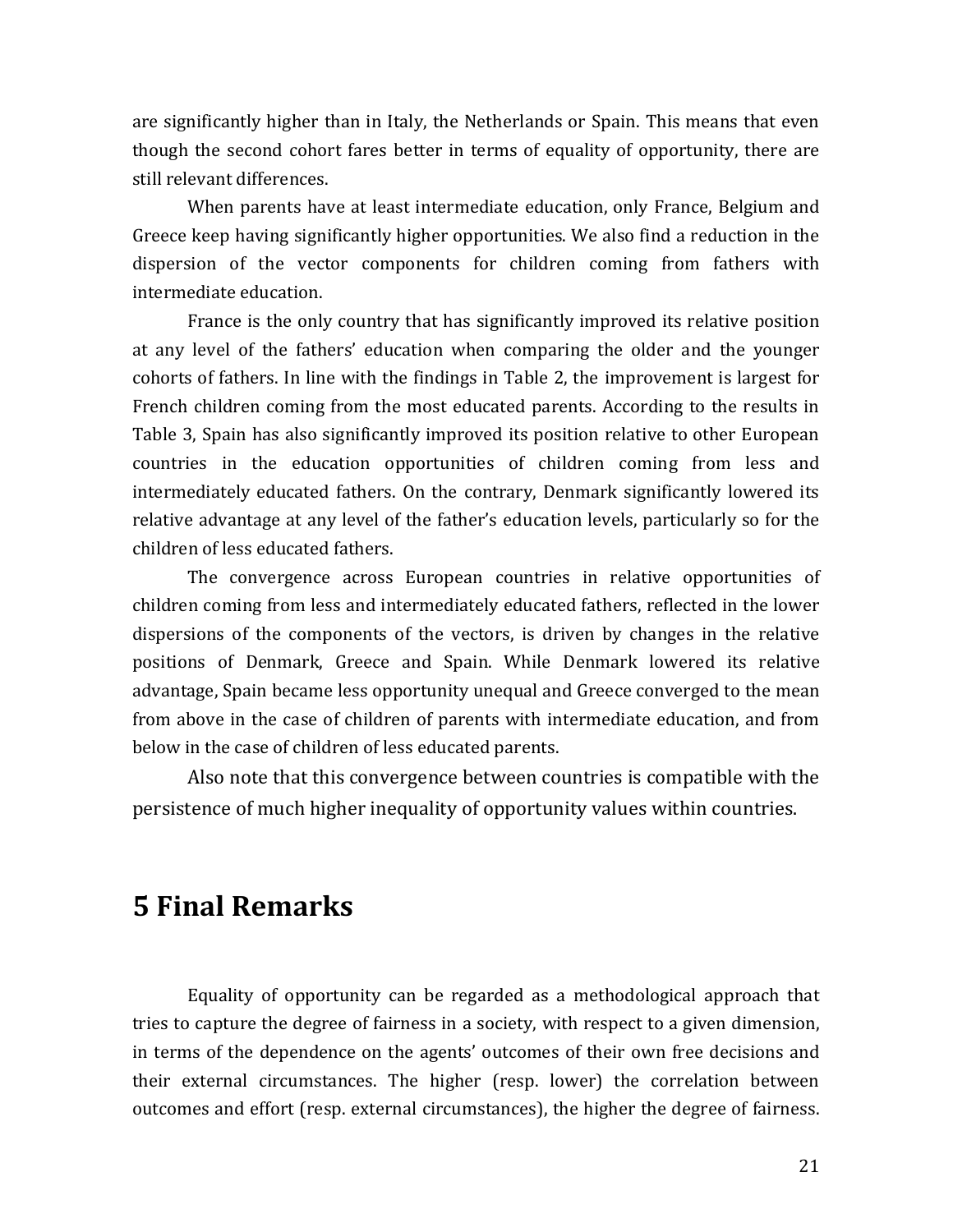are significantly higher than in Italy, the Netherlands or Spain. This means that even though the second cohort fares better in terms of equality of opportunity, there are still relevant differences.

When parents have at least intermediate education, only France, Belgium and Greece keep having significantly higher opportunities. We also find a reduction in the dispersion of the vector components for children coming from fathers with intermediate education.

France is the only country that has significantly improved its relative position at any level of the fathers' education when comparing the older and the younger cohorts of fathers. In line with the findings in Table 2, the improvement is largest for French children coming from the most educated parents. According to the results in Table 3, Spain has also significantly improved its position relative to other European countries in the education opportunities of children coming from less and intermediately educated fathers. On the contrary, Denmark significantly lowered its relative advantage at any level of the father's education levels, particularly so for the children of less educated fathers.

The convergence across European countries in relative opportunities of children coming from less and intermediately educated fathers, reflected in the lower dispersions of the components of the vectors, is driven by changes in the relative positions of Denmark, Greece and Spain. While Denmark lowered its relative advantage, Spain became less opportunity unequal and Greece converged to the mean from above in the case of children of parents with intermediate education, and from below in the case of children of less educated parents.

Also note that this convergence between countries is compatible with the persistence of much higher inequality of opportunity values within countries.

# 5 Final Remarks

Equality of opportunity can be regarded as a methodological approach that tries to capture the degree of fairness in a society, with respect to a given dimension, in terms of the dependence on the agents' outcomes of their own free decisions and their external circumstances. The higher (resp. lower) the correlation between outcomes and effort (resp. external circumstances), the higher the degree of fairness.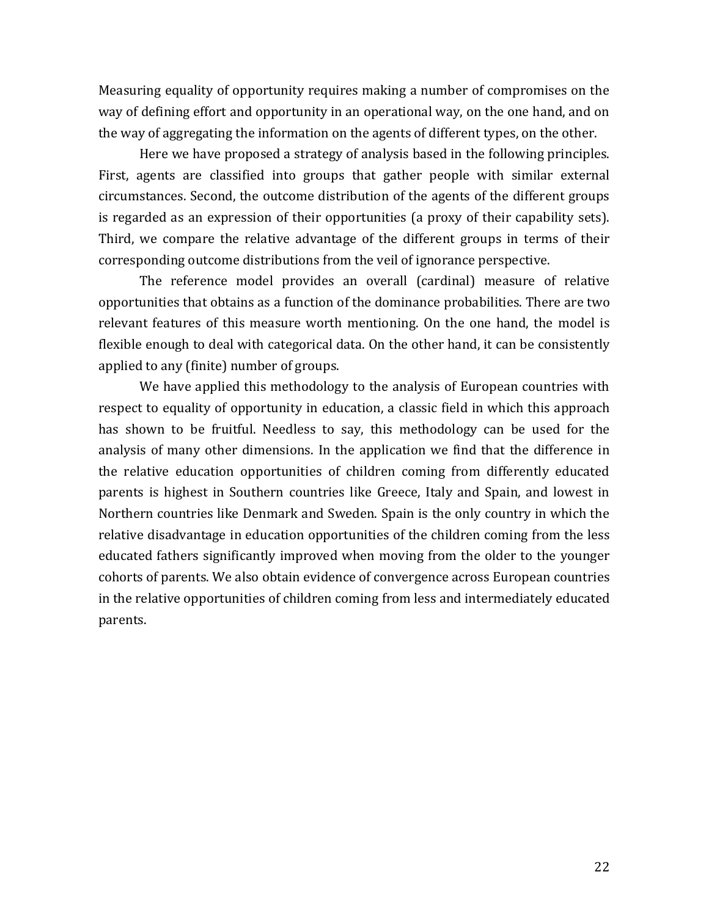Measuring equality of opportunity requires making a number of compromises on the way of defining effort and opportunity in an operational way, on the one hand, and on the way of aggregating the information on the agents of different types, on the other.

Here we have proposed a strategy of analysis based in the following principles. First, agents are classified into groups that gather people with similar external circumstances. Second, the outcome distribution of the agents of the different groups is regarded as an expression of their opportunities (a proxy of their capability sets). Third, we compare the relative advantage of the different groups in terms of their corresponding outcome distributions from the veil of ignorance perspective.

The reference model provides an overall (cardinal) measure of relative opportunities that obtains as a function of the dominance probabilities. There are two relevant features of this measure worth mentioning. On the one hand, the model is flexible enough to deal with categorical data. On the other hand, it can be consistently applied to any (finite) number of groups.

We have applied this methodology to the analysis of European countries with respect to equality of opportunity in education, a classic field in which this approach has shown to be fruitful. Needless to say, this methodology can be used for the analysis of many other dimensions. In the application we find that the difference in the relative education opportunities of children coming from differently educated parents is highest in Southern countries like Greece, Italy and Spain, and lowest in Northern countries like Denmark and Sweden. Spain is the only country in which the relative disadvantage in education opportunities of the children coming from the less educated fathers significantly improved when moving from the older to the younger cohorts of parents. We also obtain evidence of convergence across European countries in the relative opportunities of children coming from less and intermediately educated parents.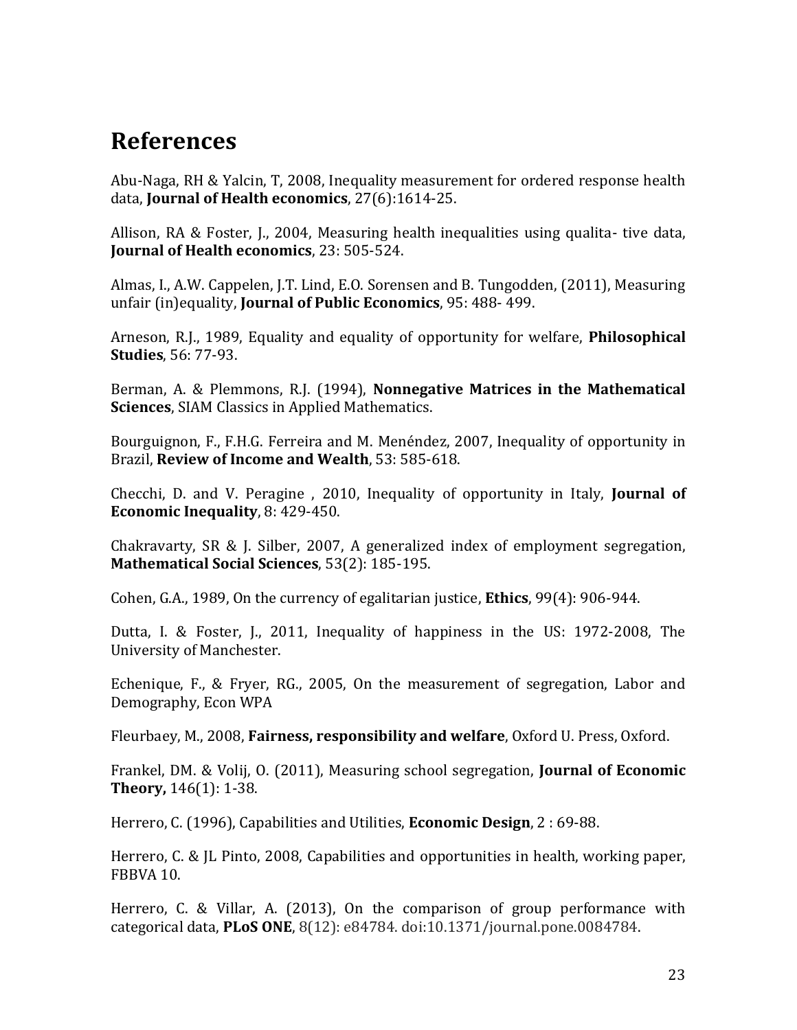# References

Abu-Naga, RH & Yalcin, T, 2008, Inequality measurement for ordered response health data, **Journal of Health economics**, 27(6):1614-25.

Allison, RA & Foster, J., 2004, Measuring health inequalities using qualita- tive data, **Journal of Health economics**, 23: 505-524.

Almas, I., A.W. Cappelen, J.T. Lind, E.O. Sorensen and B. Tungodden, (2011), Measuring unfair (in)equality, **Journal of Public Economics**, 95: 488- 499.

Arneson, R.J., 1989, Equality and equality of opportunity for welfare, **Philosophical Studies**, 56: 77-93.

Berman, A. & Plemmons, R.J. (1994), **Nonnegative Matrices in the Mathematical Sciences**, SIAM Classics in Applied Mathematics.

Bourguignon, F., F.H.G. Ferreira and M. Menéndez, 2007, Inequality of opportunity in Brazil, **Review of Income and Wealth**, 53: 585-618.

Checchi, D. and V. Peragine , 2010, Inequality of opportunity in Italy, **Journal of Economic Inequality**, 8: 429-450.

Chakravarty, SR & J. Silber, 2007, A generalized index of employment segregation, **Mathematical Social Sciences**, 53(2): 185-195.

Cohen, G.A., 1989, On the currency of egalitarian justice, **Ethics**, 99(4): 906-944.

Dutta, I. & Foster, J., 2011, Inequality of happiness in the US: 1972-2008, The University of Manchester.

Echenique, F., & Fryer, RG., 2005, On the measurement of segregation, Labor and Demography, Econ WPA

Fleurbaey, M., 2008, **Fairness, responsibility and welfare**, Oxford U. Press, Oxford.

Frankel, DM. & Volij, O. (2011), Measuring school segregation, **Journal of Economic Theory,** 146(1): 1-38.

Herrero, C. (1996), Capabilities and Utilities, **Economic Design**, 2 : 69-88.

Herrero, C. & JL Pinto, 2008, Capabilities and opportunities in health, working paper, FBBVA 10.

Herrero, C. & Villar, A. (2013), On the comparison of group performance with categorical data, **PLoS ONE**, 8(12): e84784. doi:10.1371/journal.pone.0084784.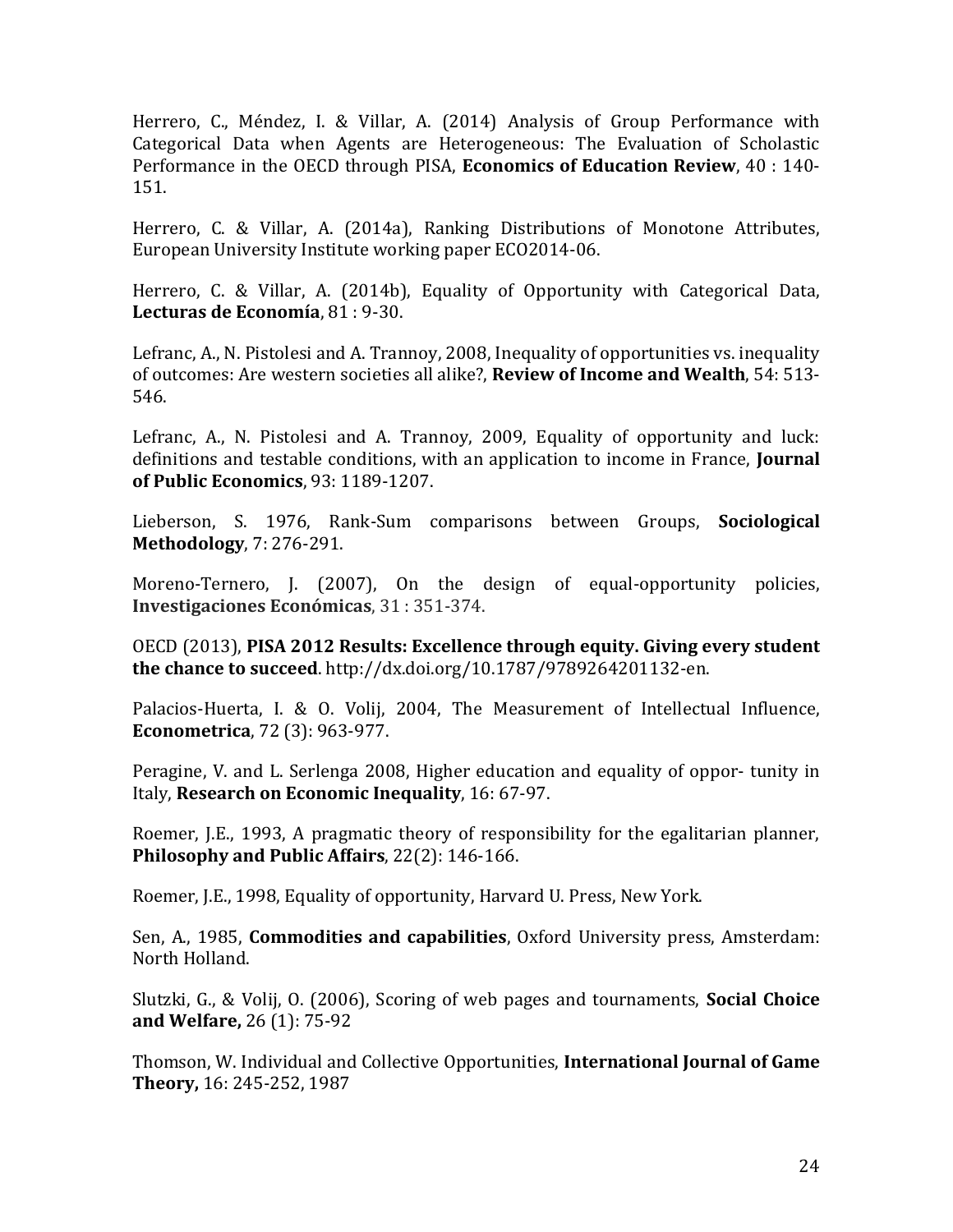Herrero, C., Méndez, I. & Villar, A. (2014) Analysis of Group Performance with Categorical Data when Agents are Heterogeneous: The Evaluation of Scholastic Performance in the OECD through PISA, **Economics of Education Review**, 40 : 140-151.

Herrero, C. & Villar, A. (2014a), Ranking Distributions of Monotone Attributes, European University Institute working paper ECO2014-06.

Herrero, C. & Villar, A. (2014b), Equality of Opportunity with Categorical Data, **Lecturas de Economía**, 81 : 9-30.

Lefranc, A., N. Pistolesi and A. Trannoy, 2008, Inequality of opportunities vs. inequality of outcomes: Are western societies all alike?, **Review of Income and Wealth**, 54: 513-546.

Lefranc, A., N. Pistolesi and A. Trannoy, 2009, Equality of opportunity and luck: definitions and testable conditions, with an application to income in France, **Journal of Public Economics**, 93: 1189-1207.

Lieberson, S. 1976, Rank-Sum comparisons between Groups, **Sociological Methodology**, 7: 276-291.

Moreno-Ternero, J. (2007), On the design of equal-opportunity policies, **Investigaciones Económicas**, 31 : 351-374.

OECD (2013), **PISA 2012 Results: Excellence through equity. Giving every student the chance to succeed**. http://dx.doi.org/10.1787/9789264201132-en.

Palacios-Huerta, I. & O. Volij, 2004, The Measurement of Intellectual Influence, **Econometrica**, 72 (3): 963-977.

Peragine, V. and L. Serlenga 2008, Higher education and equality of oppor- tunity in Italy, **Research on Economic Inequality**, 16: 67-97.

Roemer, J.E., 1993, A pragmatic theory of responsibility for the egalitarian planner, **Philosophy and Public Affairs**, 22(2): 146-166.

Roemer, J.E., 1998, Equality of opportunity, Harvard U. Press, New York.

Sen, A., 1985, **Commodities and capabilities**, Oxford University press, Amsterdam: North Holland.

Slutzki, G., & Volij, O. (2006), Scoring of web pages and tournaments, **Social Choice and Welfare,** 26 (1): 75-92

Thomson, W. Individual and Collective Opportunities, **International Journal of Game Theory,** 16: 245-252, 1987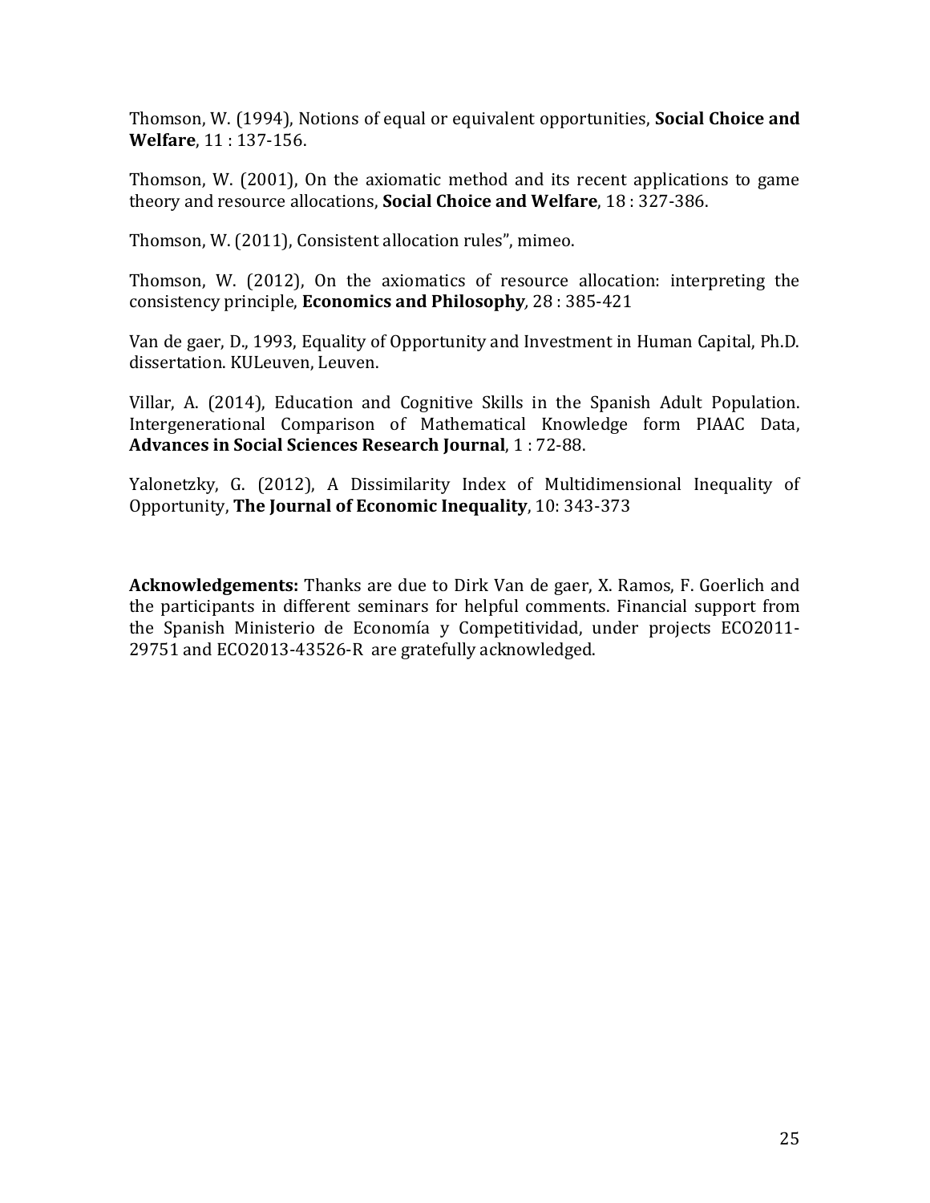Thomson, W. (1994), Notions of equal or equivalent opportunities, **Social Choice and Welfare**, 11 : 137-156.

Thomson, W. (2001), On the axiomatic method and its recent applications to game theory and resource allocations, **Social Choice and Welfare**, 18 : 327-386.

Thomson, W. (2011), Consistent allocation rules", mimeo.

Thomson, W. (2012), On the axiomatics of resource allocation: interpreting the consistency principle, **Economics and Philosophy**, 28 : 385-421

Van de gaer, D., 1993, Equality of Opportunity and Investment in Human Capital, Ph.D. dissertation. KULeuven, Leuven.

Villar, A. (2014), Education and Cognitive Skills in the Spanish Adult Population. Intergenerational Comparison of Mathematical Knowledge form PIAAC Data, **Advances in Social Sciences Research Journal**, 1 : 72-88.

Yalonetzky, G. (2012), A Dissimilarity Index of Multidimensional Inequality of Opportunity, **The Journal of Economic Inequality**, 10: 343-373

**Acknowledgements:** Thanks are due to Dirk Van de gaer, X. Ramos, F. Goerlich and the participants in different seminars for helpful comments. Financial support from the Spanish Ministerio de Economía y Competitividad, under projects ECO2011-29751 and ECO2013-43526-R are gratefully acknowledged.